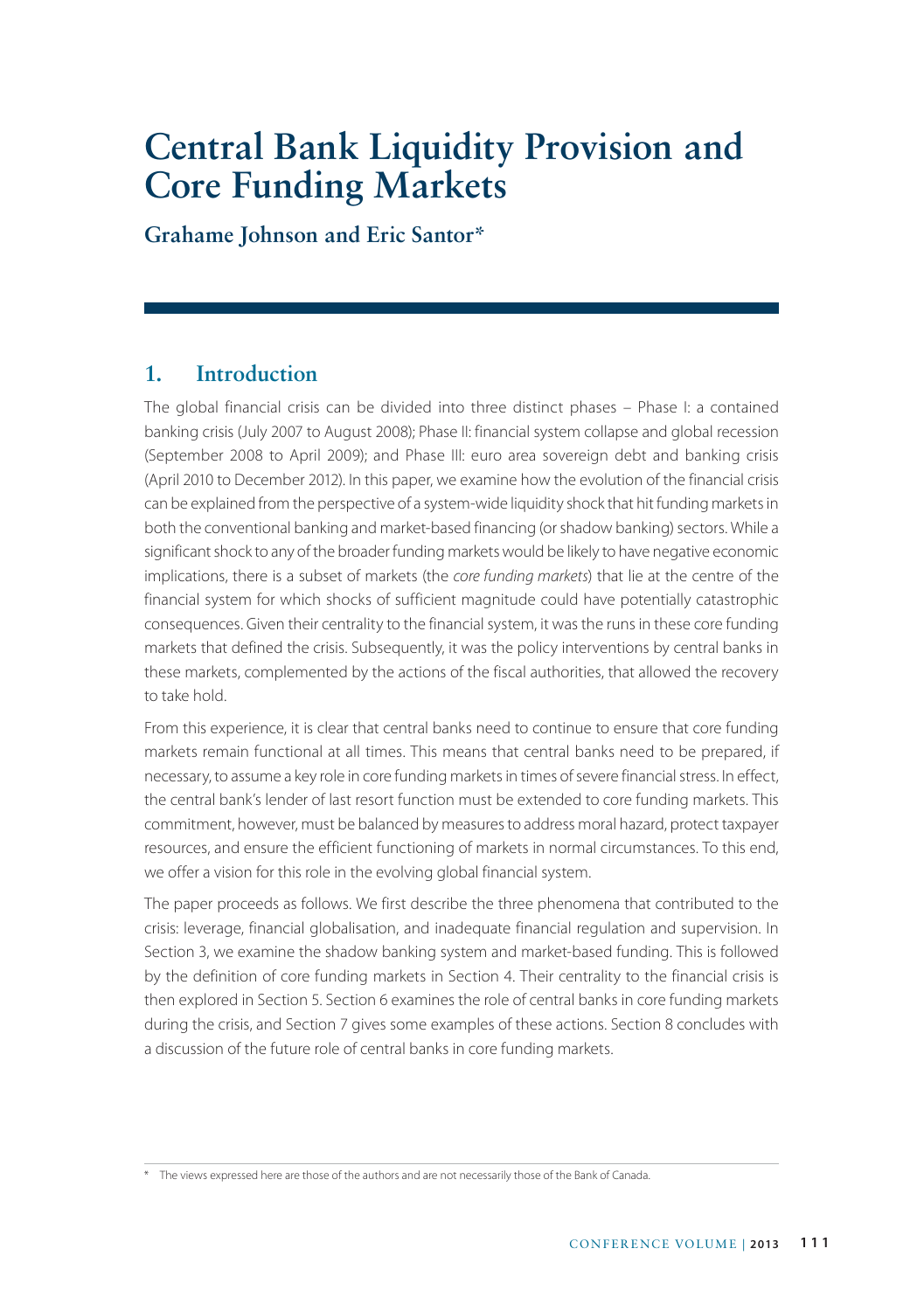# Central Bank Liquidity Provision and Core Funding Markets

**Grahame Johnson and Eric Santor***

## 1. Introduction

The global financial crisis can be divided into three distinct phases – Phase I: a contained banking crisis (July 2007 to August 2008); Phase II: financial system collapse and global recession (September 2008 to April 2009); and Phase III: euro area sovereign debt and banking crisis (April 2010 to December 2012). In this paper, we examine how the evolution of the financial crisis can be explained from the perspective of a system-wide liquidity shock that hit funding markets in both the conventional banking and market-based financing (or shadow banking) sectors. While a significant shock to any of the broader funding markets would be likely to have negative economic implications, there is a subset of markets (the *core funding markets*) that lie at the centre of the financial system for which shocks of sufficient magnitude could have potentially catastrophic consequences. Given their centrality to the financial system, it was the runs in these core funding markets that defined the crisis. Subsequently, it was the policy interventions by central banks in these markets, complemented by the actions of the fiscal authorities, that allowed the recovery to take hold.

From this experience, it is clear that central banks need to continue to ensure that core funding markets remain functional at all times. This means that central banks need to be prepared, if necessary, to assume a key role in core funding markets in times of severe financial stress. In effect, the central bank's lender of last resort function must be extended to core funding markets. This commitment, however, must be balanced by measures to address moral hazard, protect taxpayer resources, and ensure the efficient functioning of markets in normal circumstances. To this end, we offer a vision for this role in the evolving global financial system.

The paper proceeds as follows. We first describe the three phenomena that contributed to the crisis: leverage, financial globalisation, and inadequate financial regulation and supervision. In Section 3, we examine the shadow banking system and market-based funding. This is followed by the definition of core funding markets in Section 4. Their centrality to the financial crisis is then explored in Section 5. Section 6 examines the role of central banks in core funding markets during the crisis, and Section 7 gives some examples of these actions. Section 8 concludes with a discussion of the future role of central banks in core funding markets.

* The views expressed here are those of the authors and are not necessarily those of the Bank of Canada.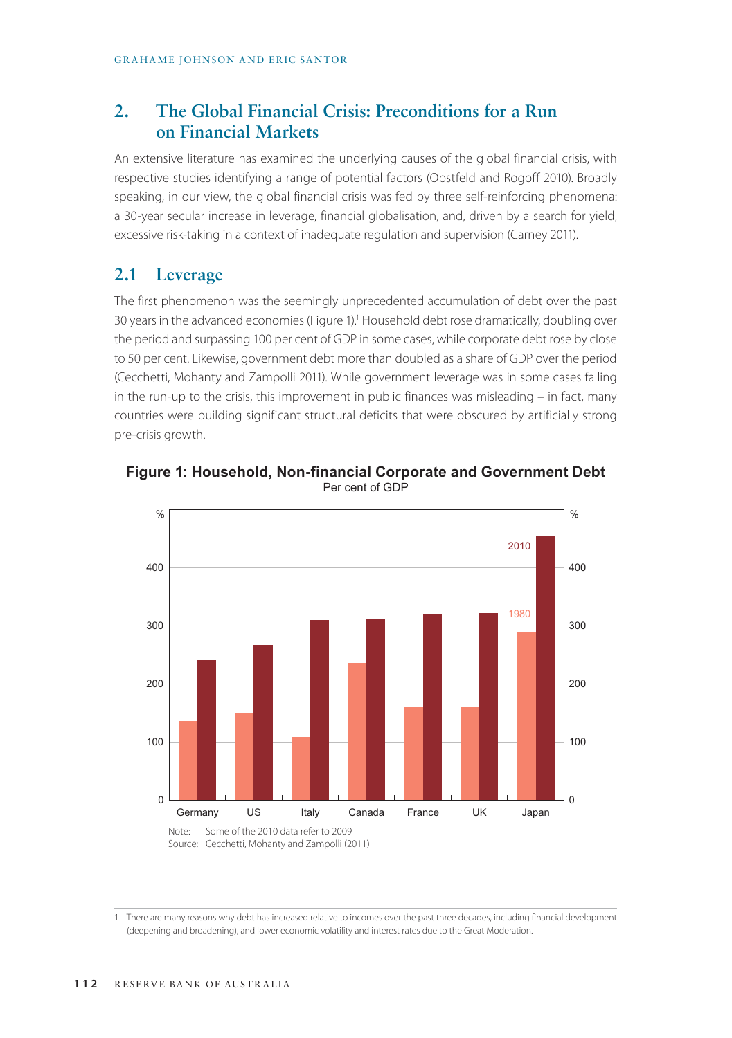## 2. The Global Financial Crisis: Preconditions for a Run on Financial Markets

An extensive literature has examined the underlying causes of the global financial crisis, with respective studies identifying a range of potential factors (Obstfeld and Rogoff 2010). Broadly speaking, in our view, the global financial crisis was fed by three self-reinforcing phenomena: a 30-year secular increase in leverage, financial globalisation, and, driven by a search for yield, excessive risk-taking in a context of inadequate regulation and supervision (Carney 2011).

### 2.1 Leverage

The first phenomenon was the seemingly unprecedented accumulation of debt over the past 30 years in the advanced economies (Figure 1).[1] Household debt rose dramatically, doubling over the period and surpassing 100 per cent of GDP in some cases, while corporate debt rose by close to 50 per cent. Likewise, government debt more than doubled as a share of GDP over the period (Cecchetti, Mohanty and Zampolli 2011). While government leverage was in some cases falling in the run-up to the crisis, this improvement in public finances was misleading – in fact, many countries were building significant structural deficits that were obscured by artificially strong pre-crisis growth.

**Figure 1: Household, Non-financial Corporate and Government Debt**

Per cent of GDP

Note: Some of the 2010 data refer to 2009

Source: Cecchetti, Mohanty and Zampolli (2011)

1 There are many reasons why debt has increased relative to incomes over the past three decades, including financial development (deepening and broadening), and lower economic volatility and interest rates due to the Great Moderation.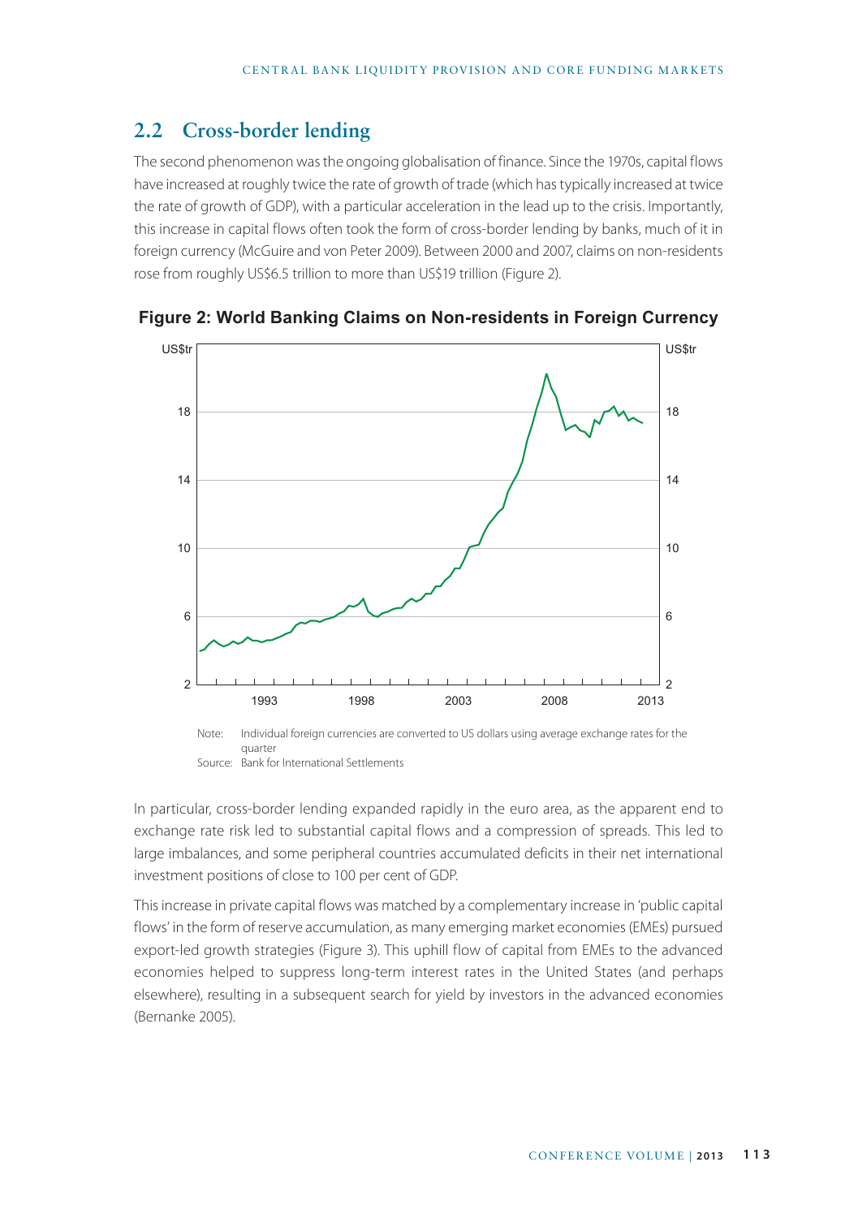## 2.2 Cross-border lending

The second phenomenon was the ongoing globalisation of finance. Since the 1970s, capital flows have increased at roughly twice the rate of growth of trade (which has typically increased at twice the rate of growth of GDP), with a particular acceleration in the lead up to the crisis. Importantly, this increase in capital flows often took the form of cross-border lending by banks, much of it in foreign currency (McGuire and von Peter 2009). Between 2000 and 2007, claims on non-residents rose from roughly US$6.5 trillion to more than US$19 trillion (Figure 2).

**Figure 2: World Banking Claims on Non-residents in Foreign Currency**

Note: Individual foreign currencies are converted to US dollars using average exchange rates for the quarter

Source: Bank for International Settlements

In particular, cross-border lending expanded rapidly in the euro area, as the apparent end to exchange rate risk led to substantial capital flows and a compression of spreads. This led to large imbalances, and some peripheral countries accumulated deficits in their net international investment positions of close to 100 per cent of GDP.

This increase in private capital flows was matched by a complementary increase in 'public capital flows' in the form of reserve accumulation, as many emerging market economies (EMEs) pursued export-led growth strategies (Figure 3). This uphill flow of capital from EMEs to the advanced economies helped to suppress long-term interest rates in the United States (and perhaps elsewhere), resulting in a subsequent search for yield by investors in the advanced economies (Bernanke 2005).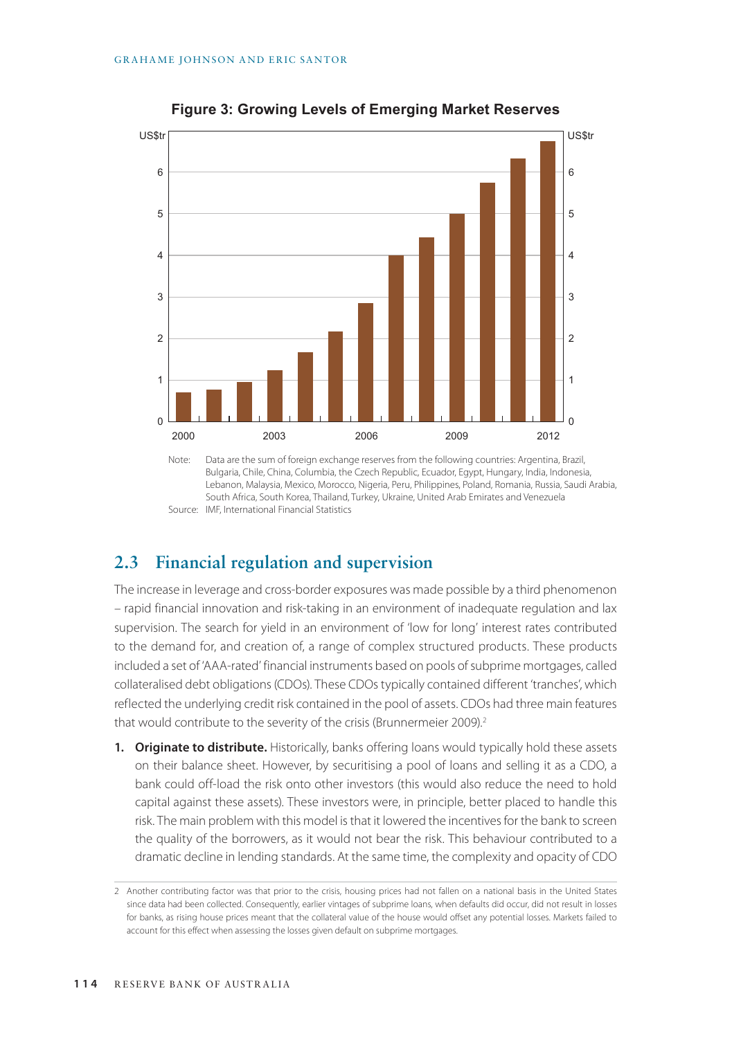**Figure 3: Growing Levels of Emerging Market Reserves**

Note: Data are the sum of foreign exchange reserves from the following countries: Argentina, Brazil, Bulgaria, Chile, China, Columbia, the Czech Republic, Ecuador, Egypt, Hungary, India, Indonesia, Lebanon, Malaysia, Mexico, Morocco, Nigeria, Peru, Philippines, Poland, Romania, Russia, Saudi Arabia, South Africa, South Korea, Thailand, Turkey, Ukraine, United Arab Emirates and Venezuela

Source: IMF, International Financial Statistics

## 2.3 Financial regulation and supervision

The increase in leverage and cross-border exposures was made possible by a third phenomenon – rapid financial innovation and risk-taking in an environment of inadequate regulation and lax supervision. The search for yield in an environment of 'low for long' interest rates contributed to the demand for, and creation of, a range of complex structured products. These products included a set of 'AAA-rated' financial instruments based on pools of subprime mortgages, called collateralised debt obligations (CDOs). These CDOs typically contained different 'tranches', which reflected the underlying credit risk contained in the pool of assets. CDOs had three main features that would contribute to the severity of the crisis (Brunnermeier 2009).[2]

1. **Originate to distribute.** Historically, banks offering loans would typically hold these assets on their balance sheet. However, by securitising a pool of loans and selling it as a CDO, a bank could off-load the risk onto other investors (this would also reduce the need to hold capital against these assets). These investors were, in principle, better placed to handle this risk. The main problem with this model is that it lowered the incentives for the bank to screen the quality of the borrowers, as it would not bear the risk. This behaviour contributed to a dramatic decline in lending standards. At the same time, the complexity and opacity of CDO

---

2 Another contributing factor was that prior to the crisis, housing prices had not fallen on a national basis in the United States since data had been collected. Consequently, earlier vintages of subprime loans, when defaults did occur, did not result in losses for banks, as rising house prices meant that the collateral value of the house would offset any potential losses. Markets failed to account for this effect when assessing the losses given default on subprime mortgages.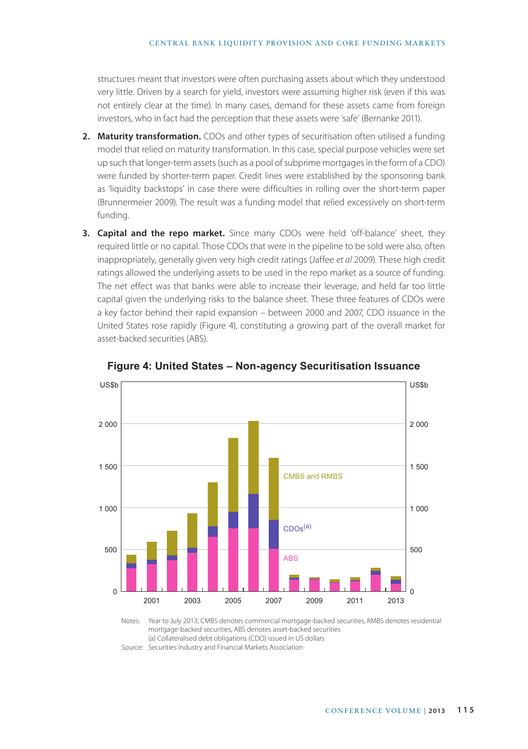structures meant that investors were often purchasing assets about which they understood very little. Driven by a search for yield, investors were assuming higher risk (even if this was not entirely clear at the time). In many cases, demand for these assets came from foreign investors, who in fact had the perception that these assets were 'safe' (Bernanke 2011).

2. **Maturity transformation.** CDOs and other types of securitisation often utilised a funding model that relied on maturity transformation. In this case, special purpose vehicles were set up such that longer-term assets (such as a pool of subprime mortgages in the form of a CDO) were funded by shorter-term paper. Credit lines were established by the sponsoring bank as 'liquidity backstops' in case there were difficulties in rolling over the short-term paper (Brunnermeier 2009). The result was a funding model that relied excessively on short-term funding.

3. **Capital and the repo market.** Since many CDOs were held 'off-balance' sheet, they required little or no capital. Those CDOs that were in the pipeline to be sold were also, often inappropriately, generally given very high credit ratings (Jaffee *et al* 2009). These high credit ratings allowed the underlying assets to be used in the repo market as a source of funding. The net effect was that banks were able to increase their leverage, and held far too little capital given the underlying risks to the balance sheet. These three features of CDOs were a key factor behind their rapid expansion – between 2000 and 2007, CDO issuance in the United States rose rapidly (Figure 4), constituting a growing part of the overall market for asset-backed securities (ABS).

**Figure 4: United States – Non-agency Securitisation Issuance**

Notes: Year to July 2013; CMBS denotes commercial mortgage-backed securities, RMBS denotes residential mortgage-backed securities, ABS denotes asset-backed securities
(a) Collateralised debt obligations (CDO) issued in US dollars

Source: Securities Industry and Financial Markets Association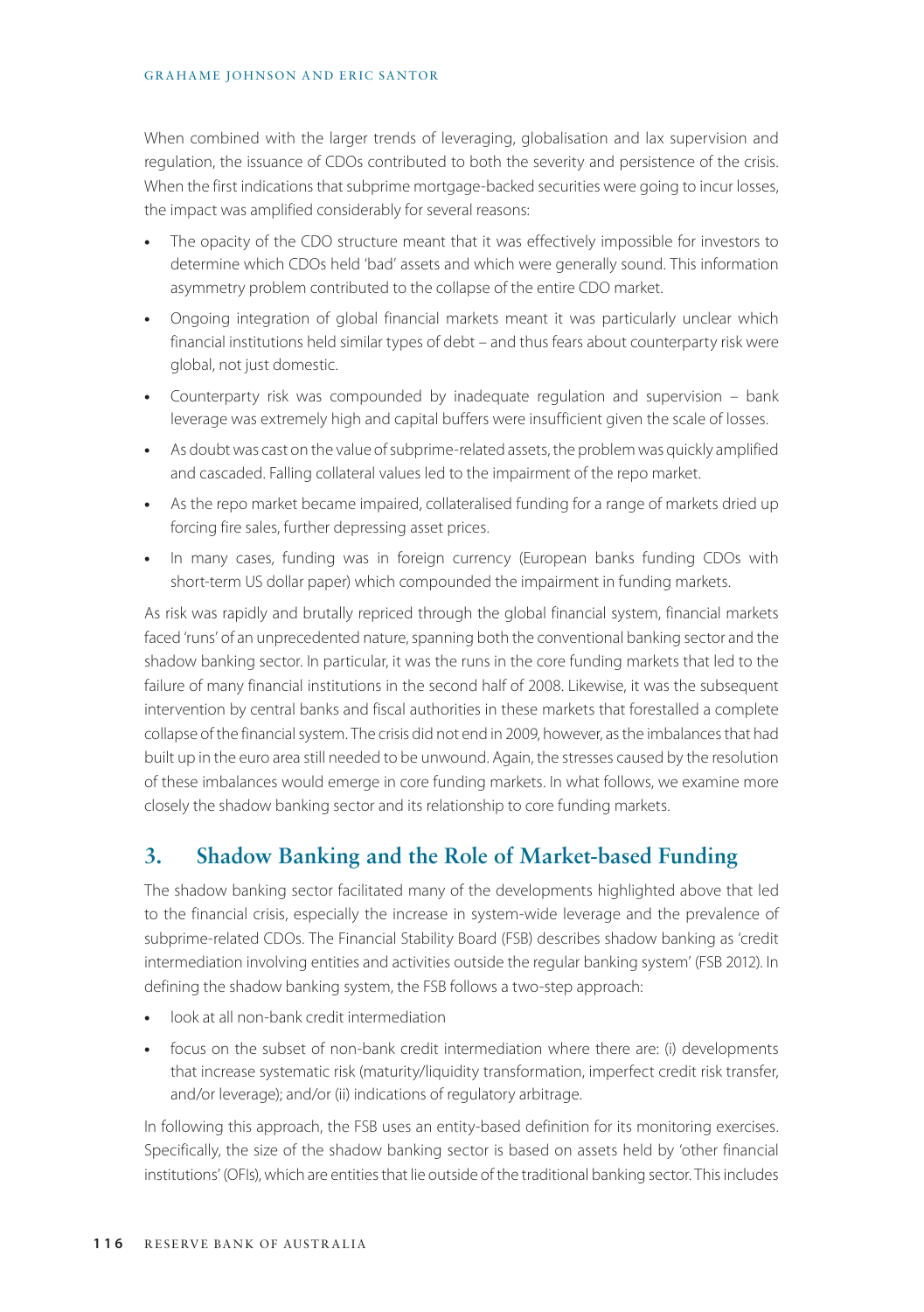When combined with the larger trends of leveraging, globalisation and lax supervision and regulation, the issuance of CDOs contributed to both the severity and persistence of the crisis. When the first indications that subprime mortgage-backed securities were going to incur losses, the impact was amplified considerably for several reasons:

- The opacity of the CDO structure meant that it was effectively impossible for investors to determine which CDOs held 'bad' assets and which were generally sound. This information asymmetry problem contributed to the collapse of the entire CDO market.
- Ongoing integration of global financial markets meant it was particularly unclear which financial institutions held similar types of debt – and thus fears about counterparty risk were global, not just domestic.
- Counterparty risk was compounded by inadequate regulation and supervision – bank leverage was extremely high and capital buffers were insufficient given the scale of losses.
- As doubt was cast on the value of subprime-related assets, the problem was quickly amplified and cascaded. Falling collateral values led to the impairment of the repo market.
- As the repo market became impaired, collateralised funding for a range of markets dried up forcing fire sales, further depressing asset prices.
- In many cases, funding was in foreign currency (European banks funding CDOs with short-term US dollar paper) which compounded the impairment in funding markets.

As risk was rapidly and brutally repriced through the global financial system, financial markets faced 'runs' of an unprecedented nature, spanning both the conventional banking sector and the shadow banking sector. In particular, it was the runs in the core funding markets that led to the failure of many financial institutions in the second half of 2008. Likewise, it was the subsequent intervention by central banks and fiscal authorities in these markets that forestalled a complete collapse of the financial system. The crisis did not end in 2009, however, as the imbalances that had built up in the euro area still needed to be unwound. Again, the stresses caused by the resolution of these imbalances would emerge in core funding markets. In what follows, we examine more closely the shadow banking sector and its relationship to core funding markets.

## 3. Shadow Banking and the Role of Market-based Funding

The shadow banking sector facilitated many of the developments highlighted above that led to the financial crisis, especially the increase in system-wide leverage and the prevalence of subprime-related CDOs. The Financial Stability Board (FSB) describes shadow banking as 'credit intermediation involving entities and activities outside the regular banking system' (FSB 2012). In defining the shadow banking system, the FSB follows a two-step approach:

- look at all non-bank credit intermediation
- focus on the subset of non-bank credit intermediation where there are: (i) developments that increase systematic risk (maturity/liquidity transformation, imperfect credit risk transfer, and/or leverage); and/or (ii) indications of regulatory arbitrage.

In following this approach, the FSB uses an entity-based definition for its monitoring exercises. Specifically, the size of the shadow banking sector is based on assets held by 'other financial institutions' (OFIs), which are entities that lie outside of the traditional banking sector. This includes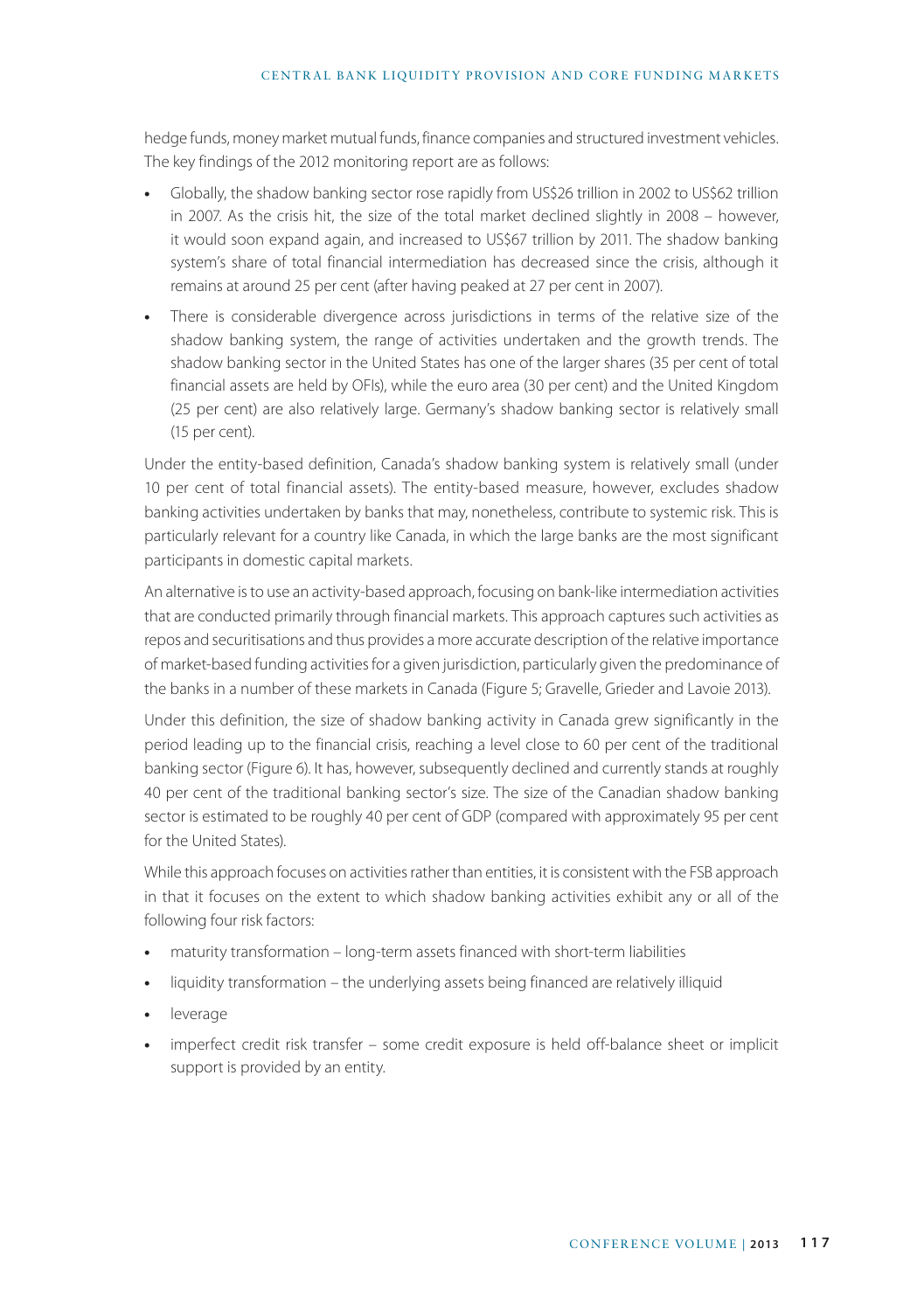hedge funds, money market mutual funds, finance companies and structured investment vehicles. The key findings of the 2012 monitoring report are as follows:

- Globally, the shadow banking sector rose rapidly from US$26 trillion in 2002 to US$62 trillion in 2007. As the crisis hit, the size of the total market declined slightly in 2008 – however, it would soon expand again, and increased to US$67 trillion by 2011. The shadow banking system's share of total financial intermediation has decreased since the crisis, although it remains at around 25 per cent (after having peaked at 27 per cent in 2007).
- There is considerable divergence across jurisdictions in terms of the relative size of the shadow banking system, the range of activities undertaken and the growth trends. The shadow banking sector in the United States has one of the larger shares (35 per cent of total financial assets are held by OFIs), while the euro area (30 per cent) and the United Kingdom (25 per cent) are also relatively large. Germany's shadow banking sector is relatively small (15 per cent).

Under the entity-based definition, Canada's shadow banking system is relatively small (under 10 per cent of total financial assets). The entity-based measure, however, excludes shadow banking activities undertaken by banks that may, nonetheless, contribute to systemic risk. This is particularly relevant for a country like Canada, in which the large banks are the most significant participants in domestic capital markets.

An alternative is to use an activity-based approach, focusing on bank-like intermediation activities that are conducted primarily through financial markets. This approach captures such activities as repos and securitisations and thus provides a more accurate description of the relative importance of market-based funding activities for a given jurisdiction, particularly given the predominance of the banks in a number of these markets in Canada (Figure 5; Gravelle, Grieder and Lavoie 2013).

Under this definition, the size of shadow banking activity in Canada grew significantly in the period leading up to the financial crisis, reaching a level close to 60 per cent of the traditional banking sector (Figure 6). It has, however, subsequently declined and currently stands at roughly 40 per cent of the traditional banking sector's size. The size of the Canadian shadow banking sector is estimated to be roughly 40 per cent of GDP (compared with approximately 95 per cent for the United States).

While this approach focuses on activities rather than entities, it is consistent with the FSB approach in that it focuses on the extent to which shadow banking activities exhibit any or all of the following four risk factors:

- maturity transformation – long-term assets financed with short-term liabilities
- liquidity transformation – the underlying assets being financed are relatively illiquid
- leverage
- imperfect credit risk transfer – some credit exposure is held off-balance sheet or implicit support is provided by an entity.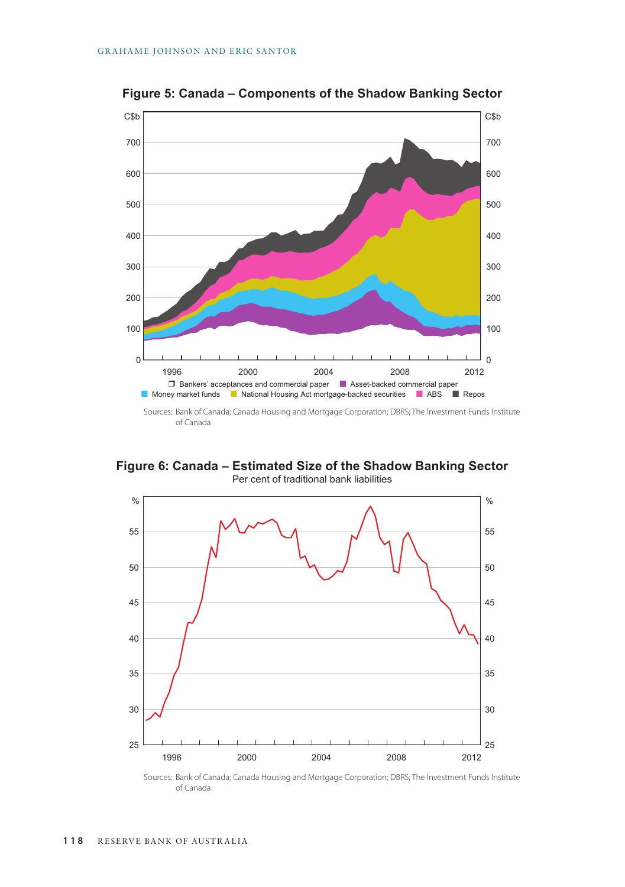**Figure 5: Canada – Components of the Shadow Banking Sector**

Sources: Bank of Canada; Canada Housing and Mortgage Corporation; DBRS; The Investment Funds Institute of Canada

**Figure 6: Canada – Estimated Size of the Shadow Banking Sector**

Per cent of traditional bank liabilities

Sources: Bank of Canada; Canada Housing and Mortgage Corporation; DBRS; The Investment Funds Institute of Canada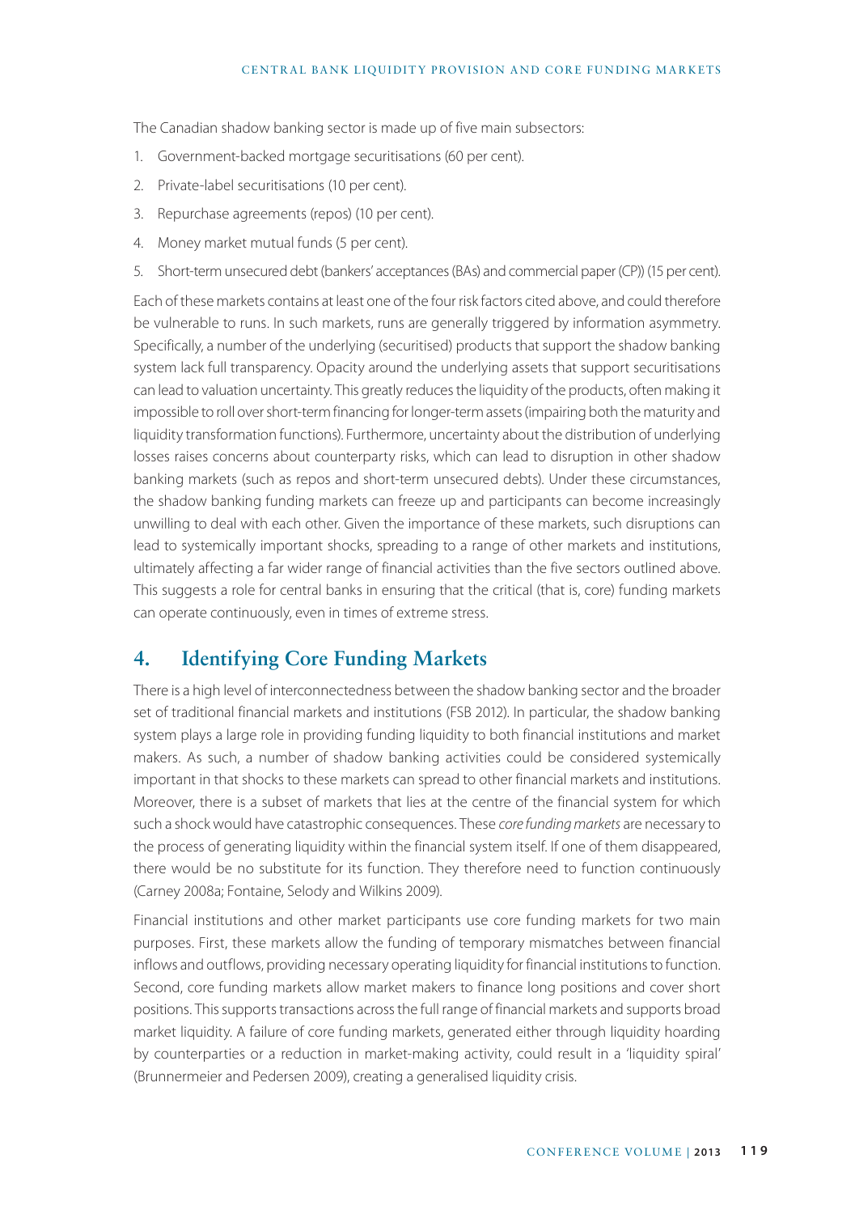The Canadian shadow banking sector is made up of five main subsectors:

1. Government-backed mortgage securitisations (60 per cent).
2. Private-label securitisations (10 per cent).
3. Repurchase agreements (repos) (10 per cent).
4. Money market mutual funds (5 per cent).
5. Short-term unsecured debt (bankers' acceptances (BAs) and commercial paper (CP)) (15 per cent).

Each of these markets contains at least one of the four risk factors cited above, and could therefore be vulnerable to runs. In such markets, runs are generally triggered by information asymmetry. Specifically, a number of the underlying (securitised) products that support the shadow banking system lack full transparency. Opacity around the underlying assets that support securitisations can lead to valuation uncertainty. This greatly reduces the liquidity of the products, often making it impossible to roll over short-term financing for longer-term assets (impairing both the maturity and liquidity transformation functions). Furthermore, uncertainty about the distribution of underlying losses raises concerns about counterparty risks, which can lead to disruption in other shadow banking markets (such as repos and short-term unsecured debts). Under these circumstances, the shadow banking funding markets can freeze up and participants can become increasingly unwilling to deal with each other. Given the importance of these markets, such disruptions can lead to systemically important shocks, spreading to a range of other markets and institutions, ultimately affecting a far wider range of financial activities than the five sectors outlined above. This suggests a role for central banks in ensuring that the critical (that is, core) funding markets can operate continuously, even in times of extreme stress.

## 4. Identifying Core Funding Markets

There is a high level of interconnectedness between the shadow banking sector and the broader set of traditional financial markets and institutions (FSB 2012). In particular, the shadow banking system plays a large role in providing funding liquidity to both financial institutions and market makers. As such, a number of shadow banking activities could be considered systemically important in that shocks to these markets can spread to other financial markets and institutions. Moreover, there is a subset of markets that lies at the centre of the financial system for which such a shock would have catastrophic consequences. These *core funding markets* are necessary to the process of generating liquidity within the financial system itself. If one of them disappeared, there would be no substitute for its function. They therefore need to function continuously (Carney 2008a; Fontaine, Selody and Wilkins 2009).

Financial institutions and other market participants use core funding markets for two main purposes. First, these markets allow the funding of temporary mismatches between financial inflows and outflows, providing necessary operating liquidity for financial institutions to function. Second, core funding markets allow market makers to finance long positions and cover short positions. This supports transactions across the full range of financial markets and supports broad market liquidity. A failure of core funding markets, generated either through liquidity hoarding by counterparties or a reduction in market-making activity, could result in a 'liquidity spiral' (Brunnermeier and Pedersen 2009), creating a generalised liquidity crisis.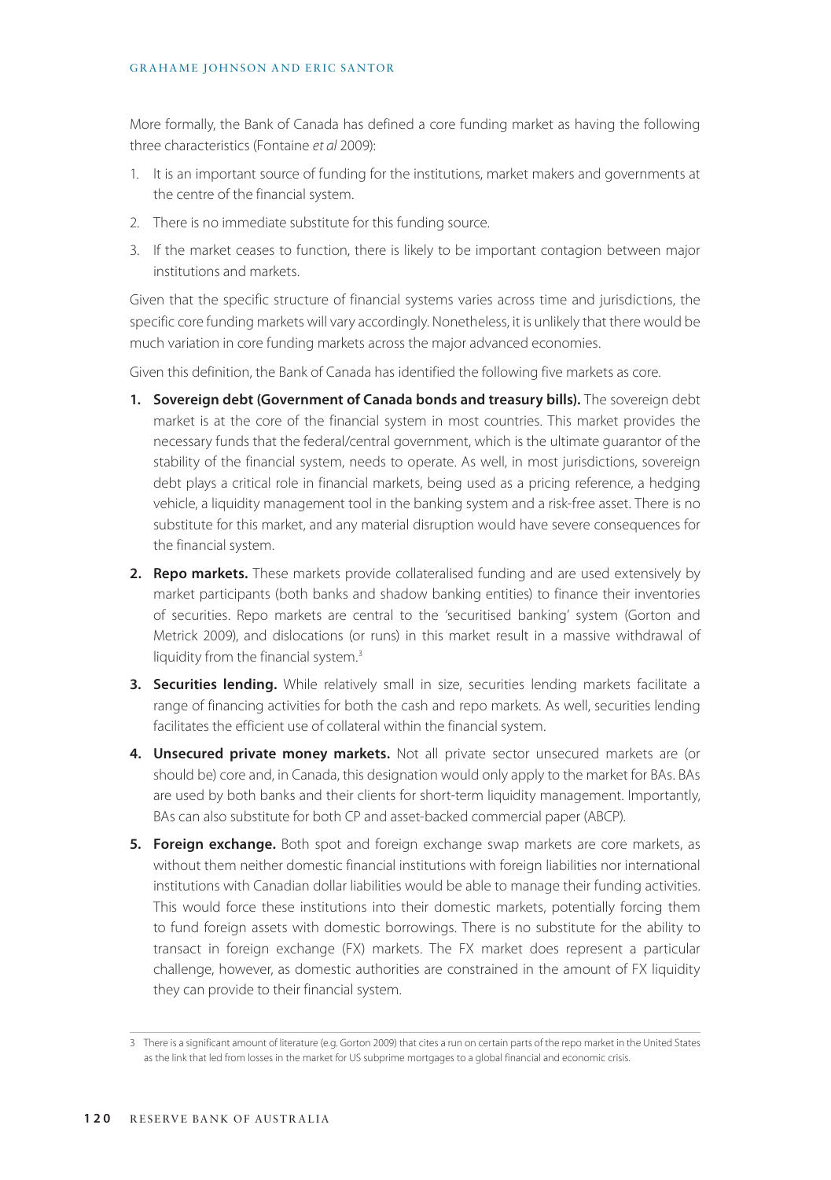More formally, the Bank of Canada has defined a core funding market as having the following three characteristics (Fontaine *et al* 2009):

1. It is an important source of funding for the institutions, market makers and governments at the centre of the financial system.
2. There is no immediate substitute for this funding source.
3. If the market ceases to function, there is likely to be important contagion between major institutions and markets.

Given that the specific structure of financial systems varies across time and jurisdictions, the specific core funding markets will vary accordingly. Nonetheless, it is unlikely that there would be much variation in core funding markets across the major advanced economies.

Given this definition, the Bank of Canada has identified the following five markets as core.

1. **Sovereign debt (Government of Canada bonds and treasury bills).** The sovereign debt market is at the core of the financial system in most countries. This market provides the necessary funds that the federal/central government, which is the ultimate guarantor of the stability of the financial system, needs to operate. As well, in most jurisdictions, sovereign debt plays a critical role in financial markets, being used as a pricing reference, a hedging vehicle, a liquidity management tool in the banking system and a risk-free asset. There is no substitute for this market, and any material disruption would have severe consequences for the financial system.
2. **Repo markets.** These markets provide collateralised funding and are used extensively by market participants (both banks and shadow banking entities) to finance their inventories of securities. Repo markets are central to the 'securitised banking' system (Gorton and Metrick 2009), and dislocations (or runs) in this market result in a massive withdrawal of liquidity from the financial system.[3]
3. **Securities lending.** While relatively small in size, securities lending markets facilitate a range of financing activities for both the cash and repo markets. As well, securities lending facilitates the efficient use of collateral within the financial system.
4. **Unsecured private money markets.** Not all private sector unsecured markets are (or should be) core and, in Canada, this designation would only apply to the market for BAs. BAs are used by both banks and their clients for short-term liquidity management. Importantly, BAs can also substitute for both CP and asset-backed commercial paper (ABCP).
5. **Foreign exchange.** Both spot and foreign exchange swap markets are core markets, as without them neither domestic financial institutions with foreign liabilities nor international institutions with Canadian dollar liabilities would be able to manage their funding activities. This would force these institutions into their domestic markets, potentially forcing them to fund foreign assets with domestic borrowings. There is no substitute for the ability to transact in foreign exchange (FX) markets. The FX market does represent a particular challenge, however, as domestic authorities are constrained in the amount of FX liquidity they can provide to their financial system.

---

3 There is a significant amount of literature (e.g. Gorton 2009) that cites a run on certain parts of the repo market in the United States as the link that led from losses in the market for US subprime mortgages to a global financial and economic crisis.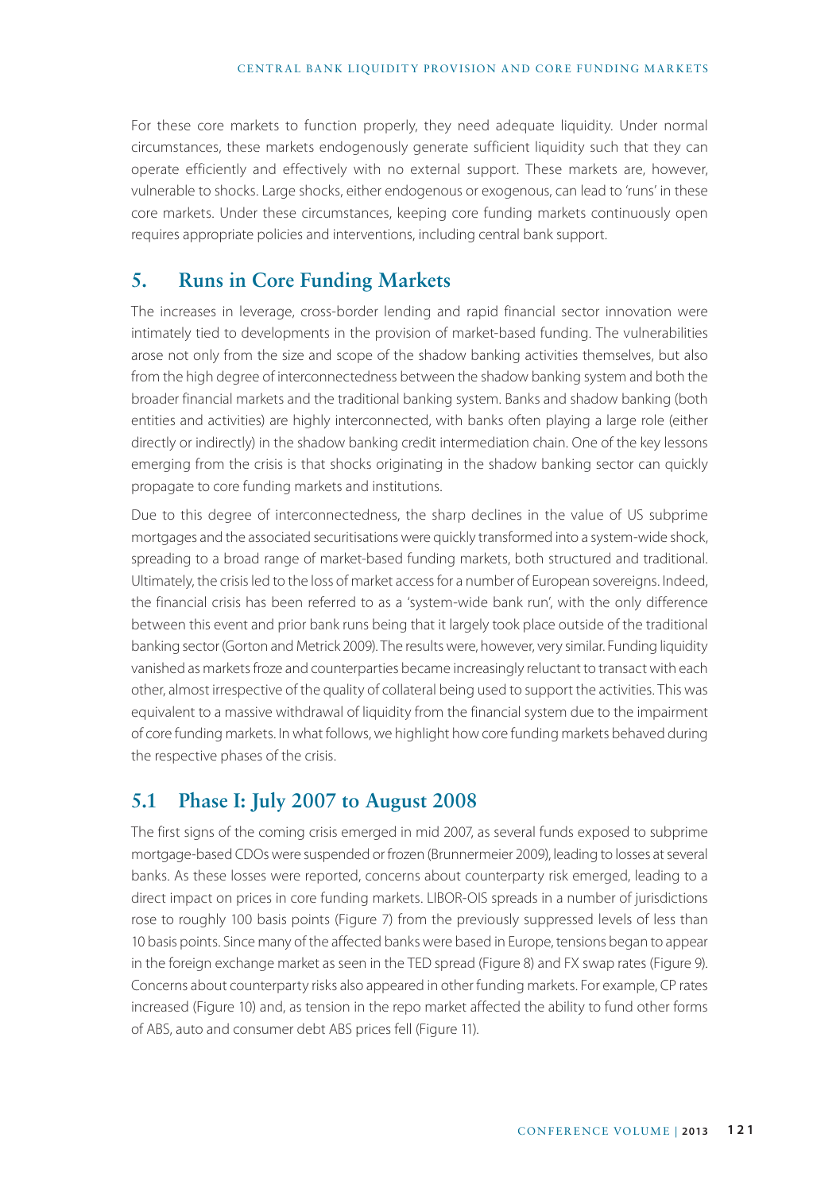For these core markets to function properly, they need adequate liquidity. Under normal circumstances, these markets endogenously generate sufficient liquidity such that they can operate efficiently and effectively with no external support. These markets are, however, vulnerable to shocks. Large shocks, either endogenous or exogenous, can lead to 'runs' in these core markets. Under these circumstances, keeping core funding markets continuously open requires appropriate policies and interventions, including central bank support.

## 5. Runs in Core Funding Markets

The increases in leverage, cross-border lending and rapid financial sector innovation were intimately tied to developments in the provision of market-based funding. The vulnerabilities arose not only from the size and scope of the shadow banking activities themselves, but also from the high degree of interconnectedness between the shadow banking system and both the broader financial markets and the traditional banking system. Banks and shadow banking (both entities and activities) are highly interconnected, with banks often playing a large role (either directly or indirectly) in the shadow banking credit intermediation chain. One of the key lessons emerging from the crisis is that shocks originating in the shadow banking sector can quickly propagate to core funding markets and institutions.

Due to this degree of interconnectedness, the sharp declines in the value of US subprime mortgages and the associated securitisations were quickly transformed into a system-wide shock, spreading to a broad range of market-based funding markets, both structured and traditional. Ultimately, the crisis led to the loss of market access for a number of European sovereigns. Indeed, the financial crisis has been referred to as a 'system-wide bank run', with the only difference between this event and prior bank runs being that it largely took place outside of the traditional banking sector (Gorton and Metrick 2009). The results were, however, very similar. Funding liquidity vanished as markets froze and counterparties became increasingly reluctant to transact with each other, almost irrespective of the quality of collateral being used to support the activities. This was equivalent to a massive withdrawal of liquidity from the financial system due to the impairment of core funding markets. In what follows, we highlight how core funding markets behaved during the respective phases of the crisis.

### 5.1 Phase I: July 2007 to August 2008

The first signs of the coming crisis emerged in mid 2007, as several funds exposed to subprime mortgage-based CDOs were suspended or frozen (Brunnermeier 2009), leading to losses at several banks. As these losses were reported, concerns about counterparty risk emerged, leading to a direct impact on prices in core funding markets. LIBOR-OIS spreads in a number of jurisdictions rose to roughly 100 basis points (Figure 7) from the previously suppressed levels of less than 10 basis points. Since many of the affected banks were based in Europe, tensions began to appear in the foreign exchange market as seen in the TED spread (Figure 8) and FX swap rates (Figure 9). Concerns about counterparty risks also appeared in other funding markets. For example, CP rates increased (Figure 10) and, as tension in the repo market affected the ability to fund other forms of ABS, auto and consumer debt ABS prices fell (Figure 11).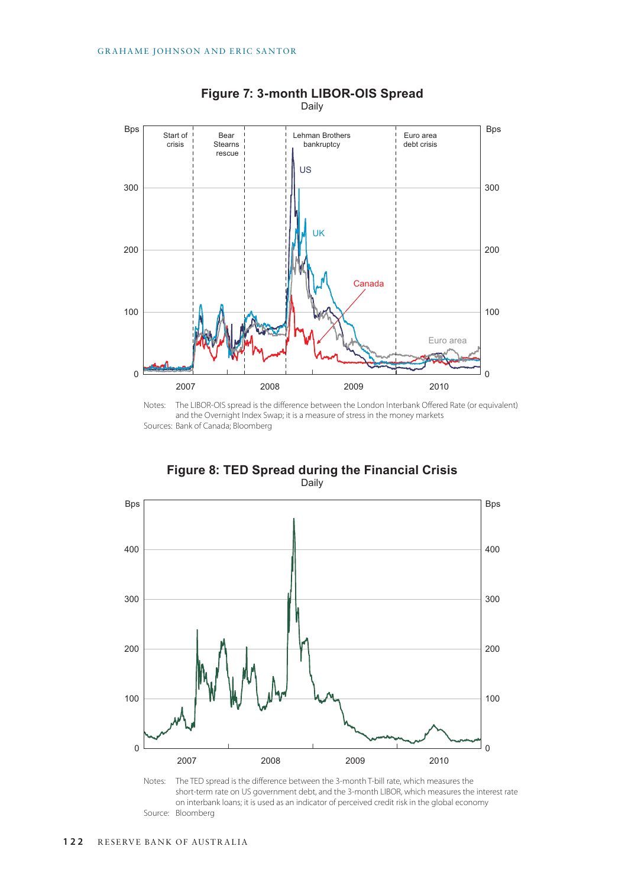**Figure 7: 3-month LIBOR-OIS Spread**

Daily

Notes: The LIBOR-OIS spread is the difference between the London Interbank Offered Rate (or equivalent) and the Overnight Index Swap; it is a measure of stress in the money markets

Sources: Bank of Canada; Bloomberg

**Figure 8: TED Spread during the Financial Crisis**

Daily

Notes: The TED spread is the difference between the 3-month T-bill rate, which measures the short-term rate on US government debt, and the 3-month LIBOR, which measures the interest rate on interbank loans; it is used as an indicator of perceived credit risk in the global economy

Source: Bloomberg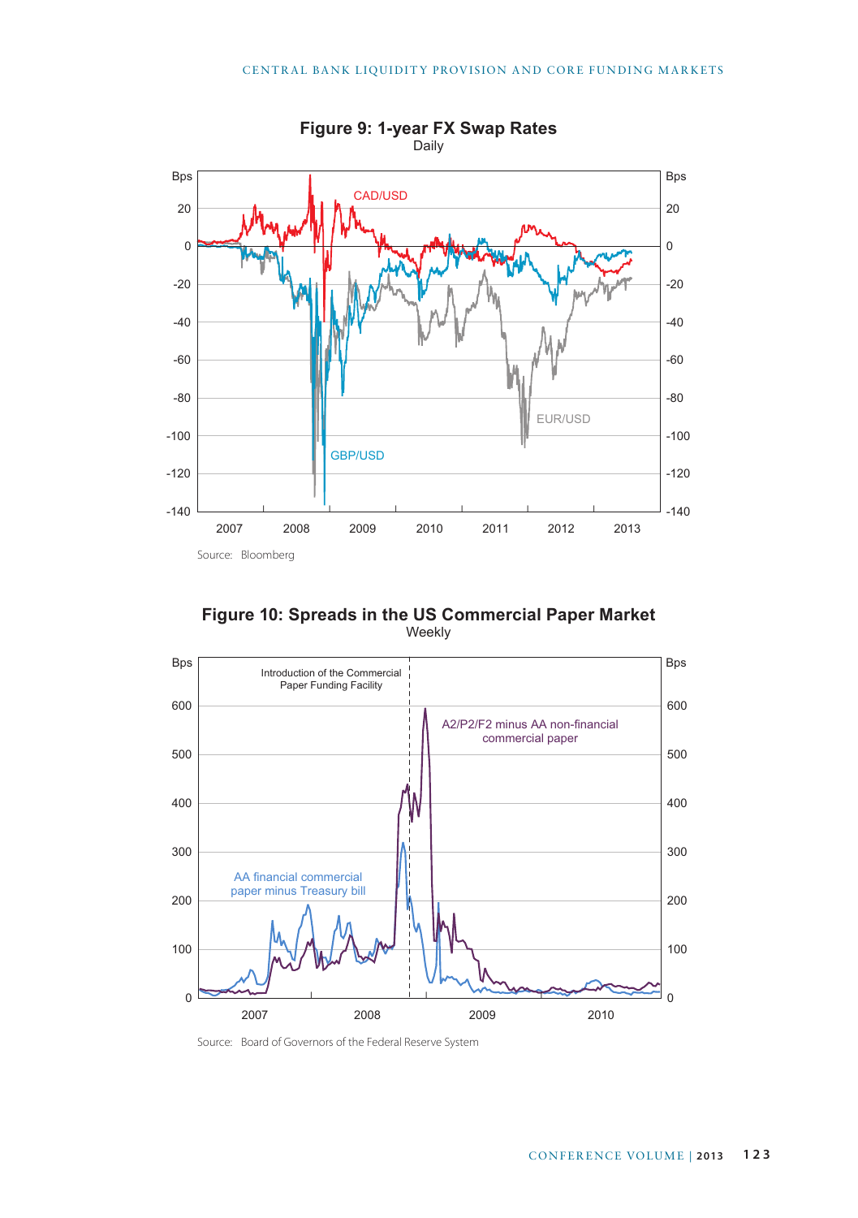**Figure 9: 1-year FX Swap Rates**

Daily

Source: Bloomberg

**Figure 10: Spreads in the US Commercial Paper Market**

Weekly

Source: Board of Governors of the Federal Reserve System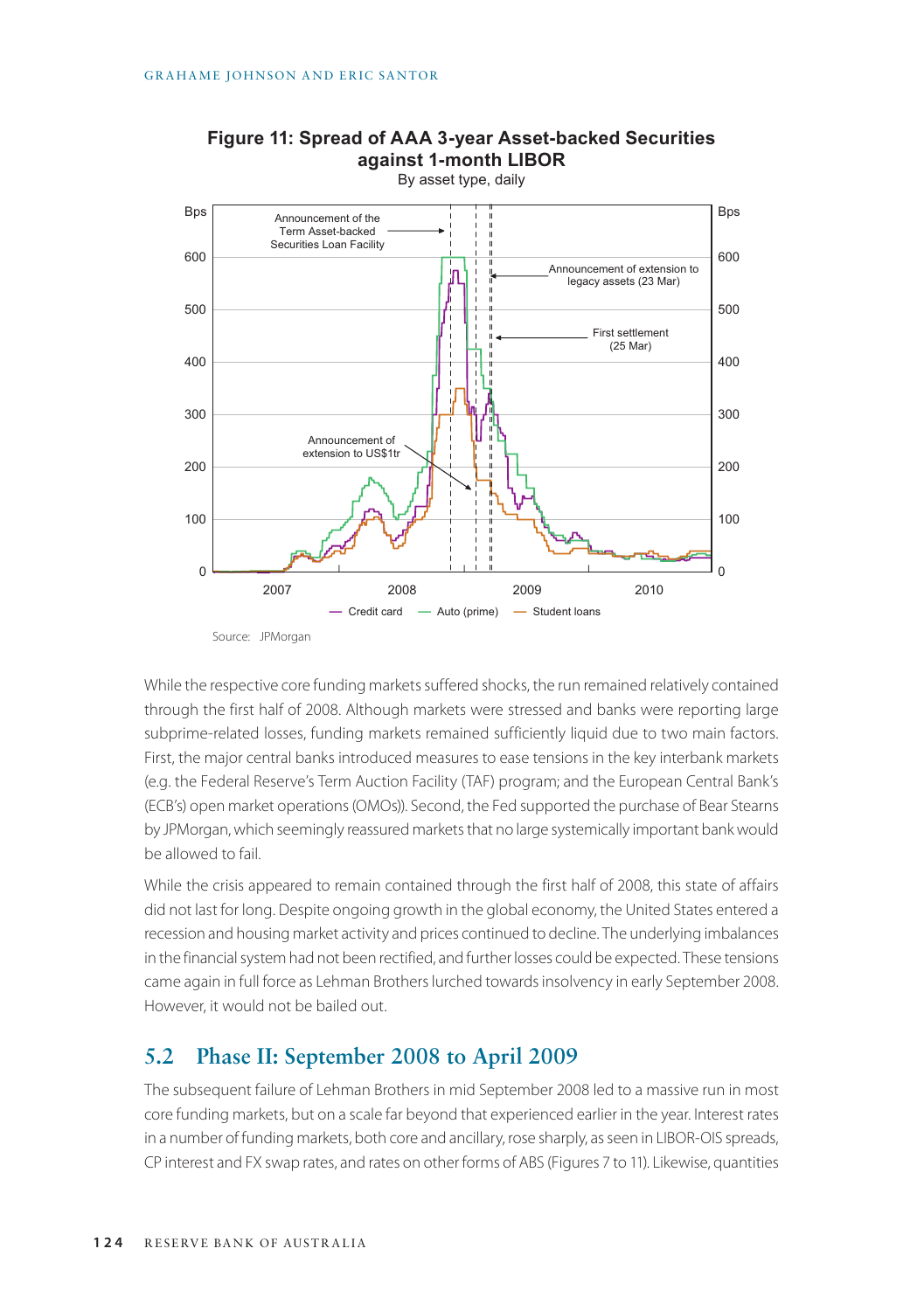**Figure 11: Spread of AAA 3-year Asset-backed Securities against 1-month LIBOR**

By asset type, daily

Source: JPMorgan

While the respective core funding markets suffered shocks, the run remained relatively contained through the first half of 2008. Although markets were stressed and banks were reporting large subprime-related losses, funding markets remained sufficiently liquid due to two main factors. First, the major central banks introduced measures to ease tensions in the key interbank markets (e.g. the Federal Reserve's Term Auction Facility (TAF) program; and the European Central Bank's (ECB's) open market operations (OMOs)). Second, the Fed supported the purchase of Bear Stearns by JPMorgan, which seemingly reassured markets that no large systemically important bank would be allowed to fail.

While the crisis appeared to remain contained through the first half of 2008, this state of affairs did not last for long. Despite ongoing growth in the global economy, the United States entered a recession and housing market activity and prices continued to decline. The underlying imbalances in the financial system had not been rectified, and further losses could be expected. These tensions came again in full force as Lehman Brothers lurched towards insolvency in early September 2008. However, it would not be bailed out.

## 5.2 Phase II: September 2008 to April 2009

The subsequent failure of Lehman Brothers in mid September 2008 led to a massive run in most core funding markets, but on a scale far beyond that experienced earlier in the year. Interest rates in a number of funding markets, both core and ancillary, rose sharply, as seen in LIBOR-OIS spreads, CP interest and FX swap rates, and rates on other forms of ABS (Figures 7 to 11). Likewise, quantities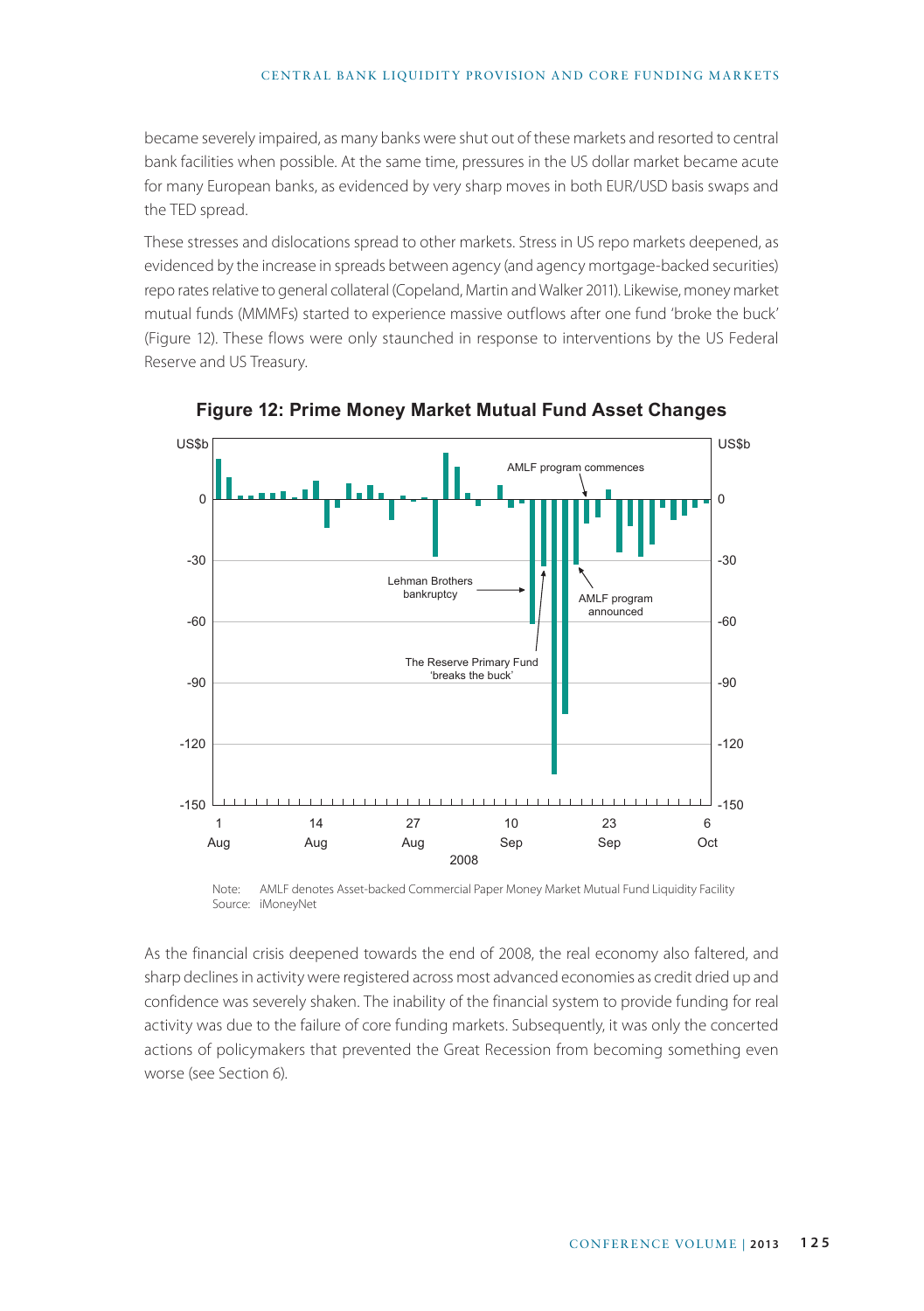became severely impaired, as many banks were shut out of these markets and resorted to central bank facilities when possible. At the same time, pressures in the US dollar market became acute for many European banks, as evidenced by very sharp moves in both EUR/USD basis swaps and the TED spread.

These stresses and dislocations spread to other markets. Stress in US repo markets deepened, as evidenced by the increase in spreads between agency (and agency mortgage-backed securities) repo rates relative to general collateral (Copeland, Martin and Walker 2011). Likewise, money market mutual funds (MMMFs) started to experience massive outflows after one fund 'broke the buck' (Figure 12). These flows were only staunched in response to interventions by the US Federal Reserve and US Treasury.

**Figure 12: Prime Money Market Mutual Fund Asset Changes**

Note: AMLF denotes Asset-backed Commercial Paper Money Market Mutual Fund Liquidity Facility
Source: iMoneyNet

As the financial crisis deepened towards the end of 2008, the real economy also faltered, and sharp declines in activity were registered across most advanced economies as credit dried up and confidence was severely shaken. The inability of the financial system to provide funding for real activity was due to the failure of core funding markets. Subsequently, it was only the concerted actions of policymakers that prevented the Great Recession from becoming something even worse (see Section 6).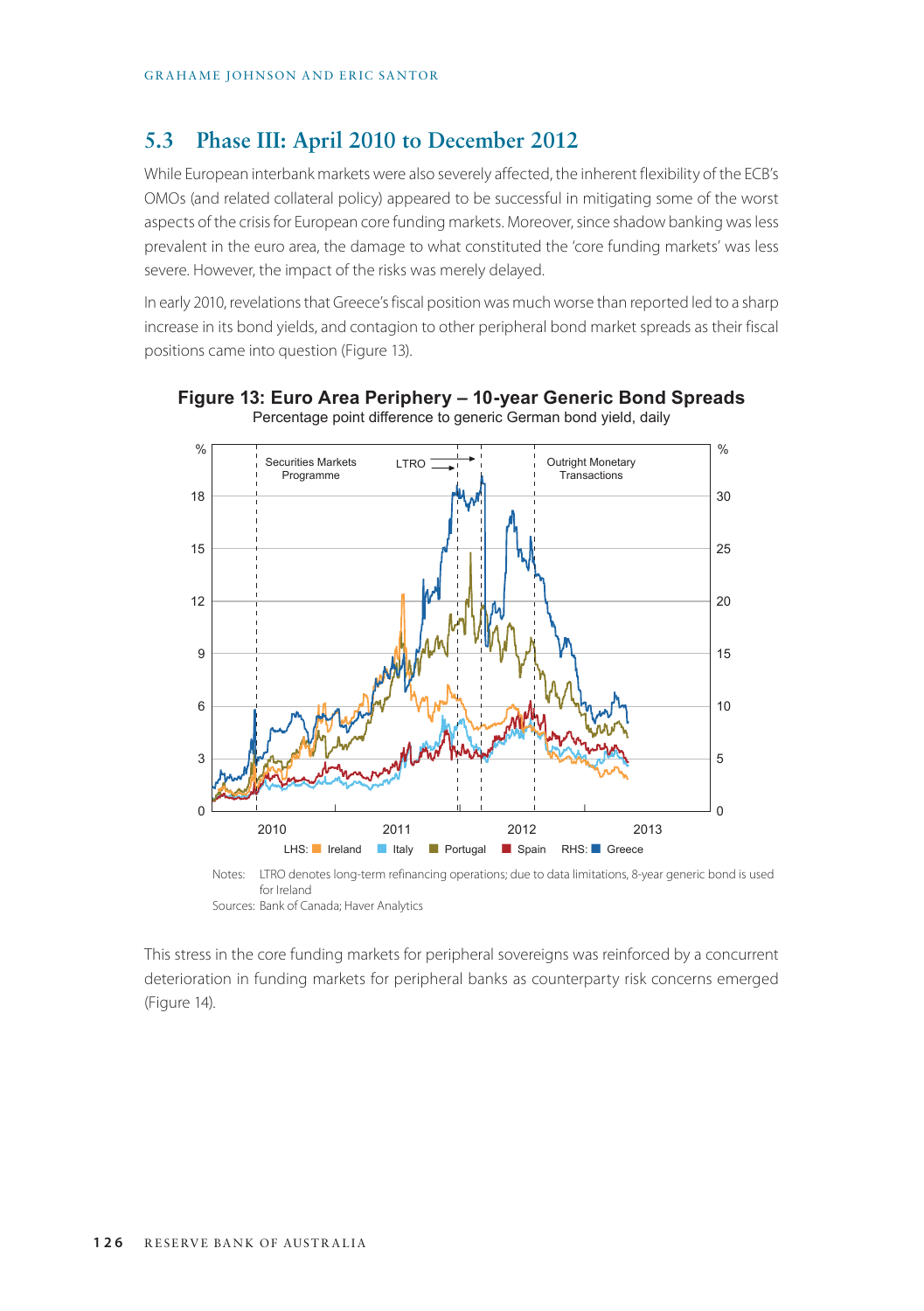## 5.3 Phase III: April 2010 to December 2012

While European interbank markets were also severely affected, the inherent flexibility of the ECB's OMOs (and related collateral policy) appeared to be successful in mitigating some of the worst aspects of the crisis for European core funding markets. Moreover, since shadow banking was less prevalent in the euro area, the damage to what constituted the 'core funding markets' was less severe. However, the impact of the risks was merely delayed.

In early 2010, revelations that Greece's fiscal position was much worse than reported led to a sharp increase in its bond yields, and contagion to other peripheral bond market spreads as their fiscal positions came into question (Figure 13).

**Figure 13: Euro Area Periphery – 10-year Generic Bond Spreads**
Percentage point difference to generic German bond yield, daily

Notes: LTRO denotes long-term refinancing operations; due to data limitations, 8-year generic bond is used for Ireland

Sources: Bank of Canada; Haver Analytics

This stress in the core funding markets for peripheral sovereigns was reinforced by a concurrent deterioration in funding markets for peripheral banks as counterparty risk concerns emerged (Figure 14).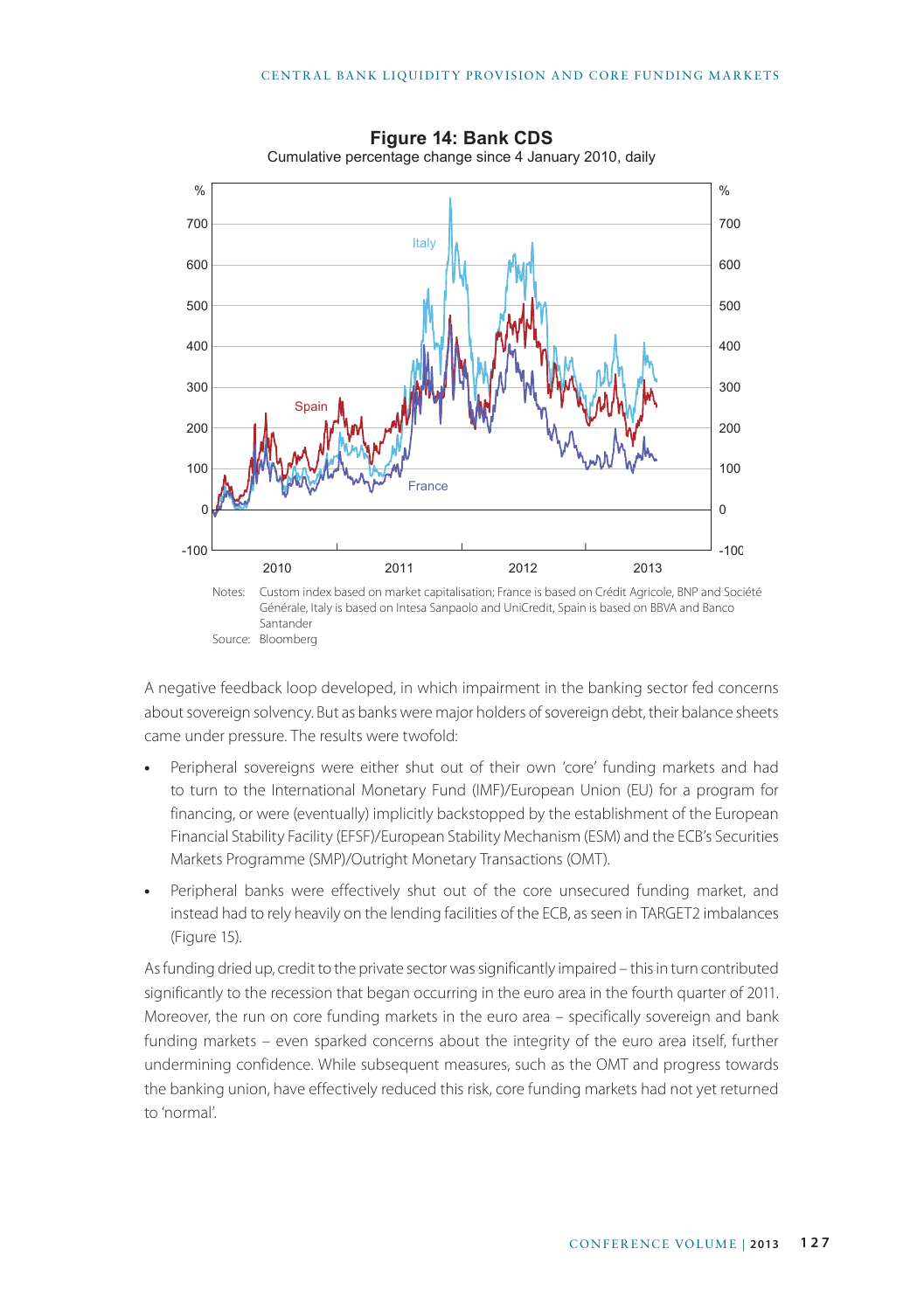**Figure 14: Bank CDS**
Cumulative percentage change since 4 January 2010, daily

Notes: Custom index based on market capitalisation; France is based on Crédit Agricole, BNP and Société Générale, Italy is based on Intesa Sanpaolo and UniCredit, Spain is based on BBVA and Banco Santander

Source: Bloomberg

A negative feedback loop developed, in which impairment in the banking sector fed concerns about sovereign solvency. But as banks were major holders of sovereign debt, their balance sheets came under pressure. The results were twofold:

- Peripheral sovereigns were either shut out of their own 'core' funding markets and had to turn to the International Monetary Fund (IMF)/European Union (EU) for a program for financing, or were (eventually) implicitly backstopped by the establishment of the European Financial Stability Facility (EFSF)/European Stability Mechanism (ESM) and the ECB's Securities Markets Programme (SMP)/Outright Monetary Transactions (OMT).
- Peripheral banks were effectively shut out of the core unsecured funding market, and instead had to rely heavily on the lending facilities of the ECB, as seen in TARGET2 imbalances (Figure 15).

As funding dried up, credit to the private sector was significantly impaired – this in turn contributed significantly to the recession that began occurring in the euro area in the fourth quarter of 2011. Moreover, the run on core funding markets in the euro area – specifically sovereign and bank funding markets – even sparked concerns about the integrity of the euro area itself, further undermining confidence. While subsequent measures, such as the OMT and progress towards the banking union, have effectively reduced this risk, core funding markets had not yet returned to 'normal'.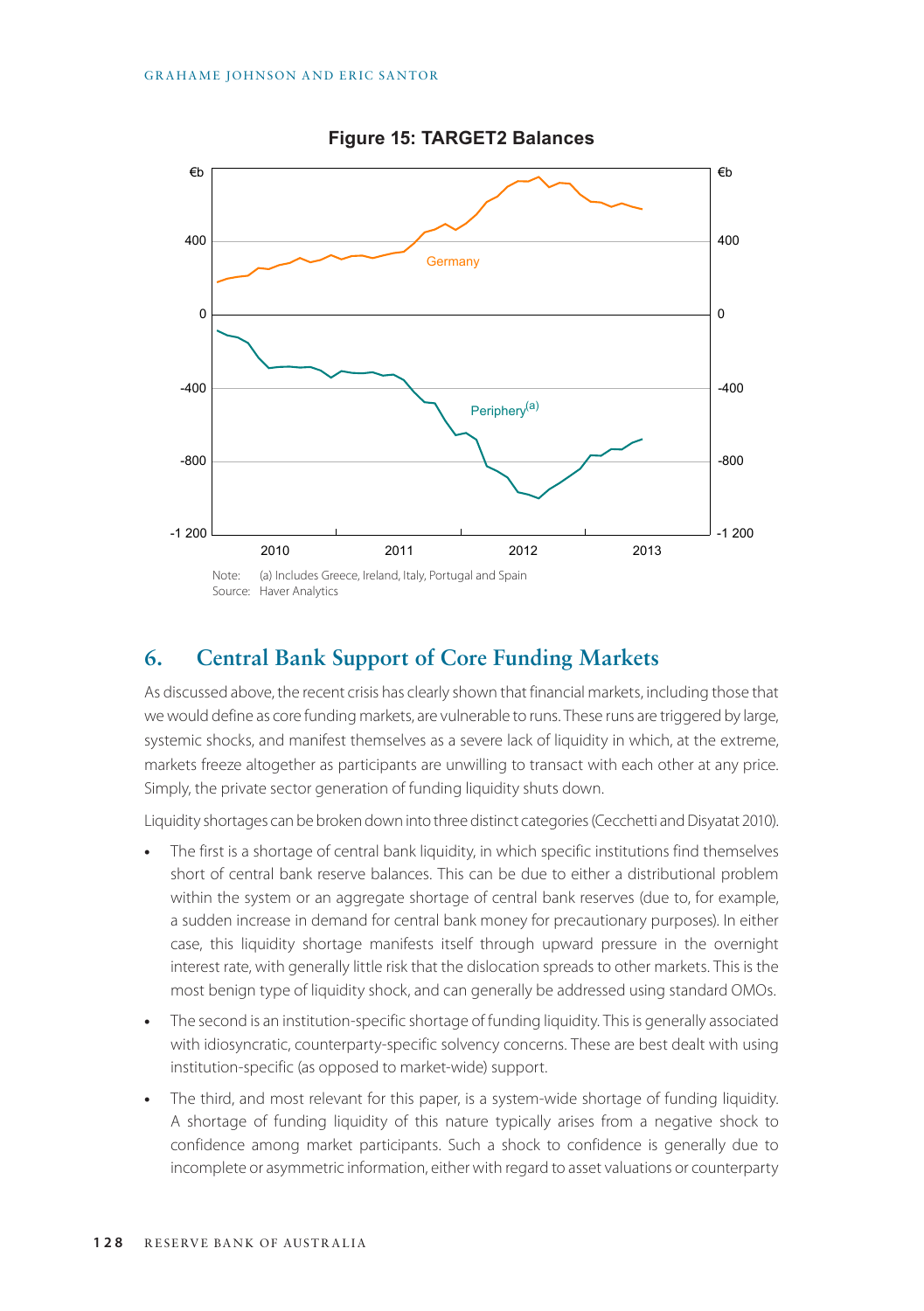**Figure 15: TARGET2 Balances**

Note: (a) Includes Greece, Ireland, Italy, Portugal and Spain

Source: Haver Analytics

## 6. Central Bank Support of Core Funding Markets

As discussed above, the recent crisis has clearly shown that financial markets, including those that we would define as core funding markets, are vulnerable to runs. These runs are triggered by large, systemic shocks, and manifest themselves as a severe lack of liquidity in which, at the extreme, markets freeze altogether as participants are unwilling to transact with each other at any price. Simply, the private sector generation of funding liquidity shuts down.

Liquidity shortages can be broken down into three distinct categories (Cecchetti and Disyatat 2010).

- The first is a shortage of central bank liquidity, in which specific institutions find themselves short of central bank reserve balances. This can be due to either a distributional problem within the system or an aggregate shortage of central bank reserves (due to, for example, a sudden increase in demand for central bank money for precautionary purposes). In either case, this liquidity shortage manifests itself through upward pressure in the overnight interest rate, with generally little risk that the dislocation spreads to other markets. This is the most benign type of liquidity shock, and can generally be addressed using standard OMOs.
- The second is an institution-specific shortage of funding liquidity. This is generally associated with idiosyncratic, counterparty-specific solvency concerns. These are best dealt with using institution-specific (as opposed to market-wide) support.
- The third, and most relevant for this paper, is a system-wide shortage of funding liquidity. A shortage of funding liquidity of this nature typically arises from a negative shock to confidence among market participants. Such a shock to confidence is generally due to incomplete or asymmetric information, either with regard to asset valuations or counterparty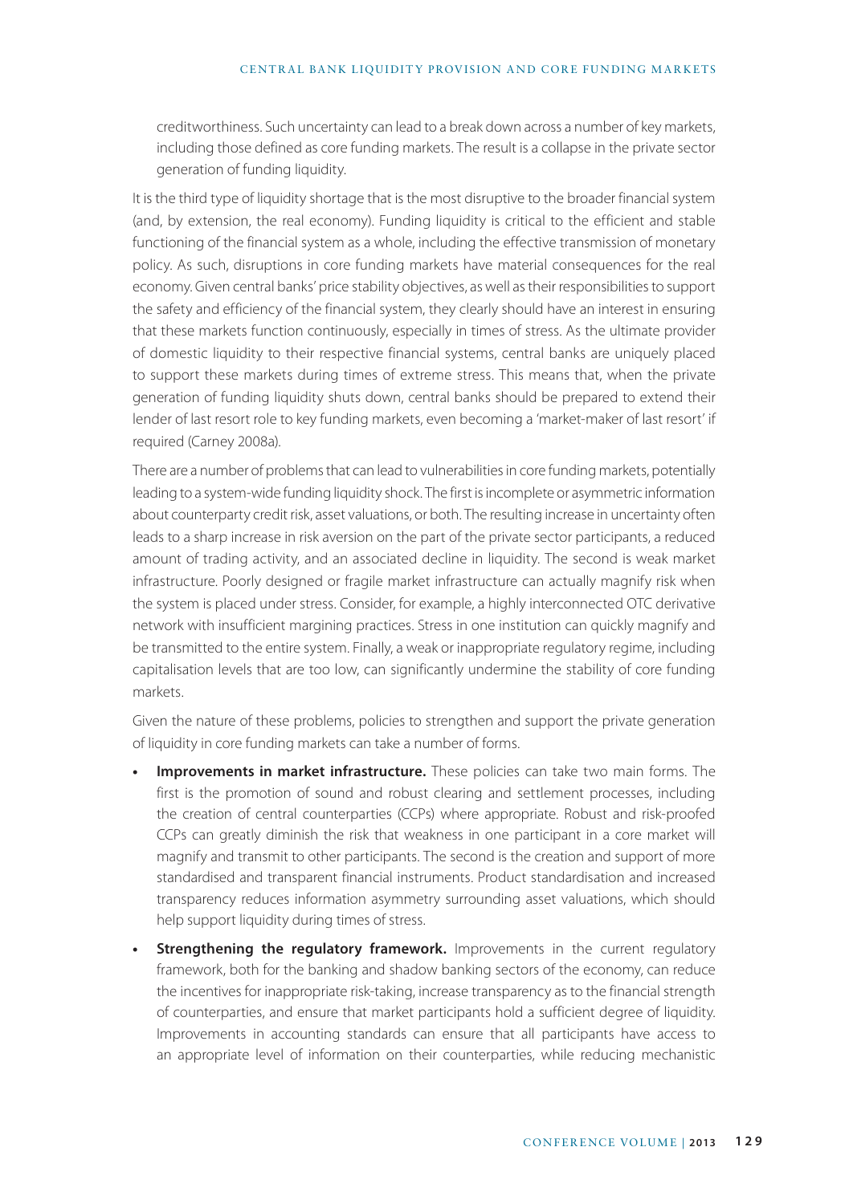creditworthiness. Such uncertainty can lead to a break down across a number of key markets, including those defined as core funding markets. The result is a collapse in the private sector generation of funding liquidity.

It is the third type of liquidity shortage that is the most disruptive to the broader financial system (and, by extension, the real economy). Funding liquidity is critical to the efficient and stable functioning of the financial system as a whole, including the effective transmission of monetary policy. As such, disruptions in core funding markets have material consequences for the real economy. Given central banks' price stability objectives, as well as their responsibilities to support the safety and efficiency of the financial system, they clearly should have an interest in ensuring that these markets function continuously, especially in times of stress. As the ultimate provider of domestic liquidity to their respective financial systems, central banks are uniquely placed to support these markets during times of extreme stress. This means that, when the private generation of funding liquidity shuts down, central banks should be prepared to extend their lender of last resort role to key funding markets, even becoming a 'market-maker of last resort' if required (Carney 2008a).

There are a number of problems that can lead to vulnerabilities in core funding markets, potentially leading to a system-wide funding liquidity shock. The first is incomplete or asymmetric information about counterparty credit risk, asset valuations, or both. The resulting increase in uncertainty often leads to a sharp increase in risk aversion on the part of the private sector participants, a reduced amount of trading activity, and an associated decline in liquidity. The second is weak market infrastructure. Poorly designed or fragile market infrastructure can actually magnify risk when the system is placed under stress. Consider, for example, a highly interconnected OTC derivative network with insufficient margining practices. Stress in one institution can quickly magnify and be transmitted to the entire system. Finally, a weak or inappropriate regulatory regime, including capitalisation levels that are too low, can significantly undermine the stability of core funding markets.

Given the nature of these problems, policies to strengthen and support the private generation of liquidity in core funding markets can take a number of forms.

- **Improvements in market infrastructure.** These policies can take two main forms. The first is the promotion of sound and robust clearing and settlement processes, including the creation of central counterparties (CCPs) where appropriate. Robust and risk-proofed CCPs can greatly diminish the risk that weakness in one participant in a core market will magnify and transmit to other participants. The second is the creation and support of more standardised and transparent financial instruments. Product standardisation and increased transparency reduces information asymmetry surrounding asset valuations, which should help support liquidity during times of stress.
- **Strengthening the regulatory framework.** Improvements in the current regulatory framework, both for the banking and shadow banking sectors of the economy, can reduce the incentives for inappropriate risk-taking, increase transparency as to the financial strength of counterparties, and ensure that market participants hold a sufficient degree of liquidity. Improvements in accounting standards can ensure that all participants have access to an appropriate level of information on their counterparties, while reducing mechanistic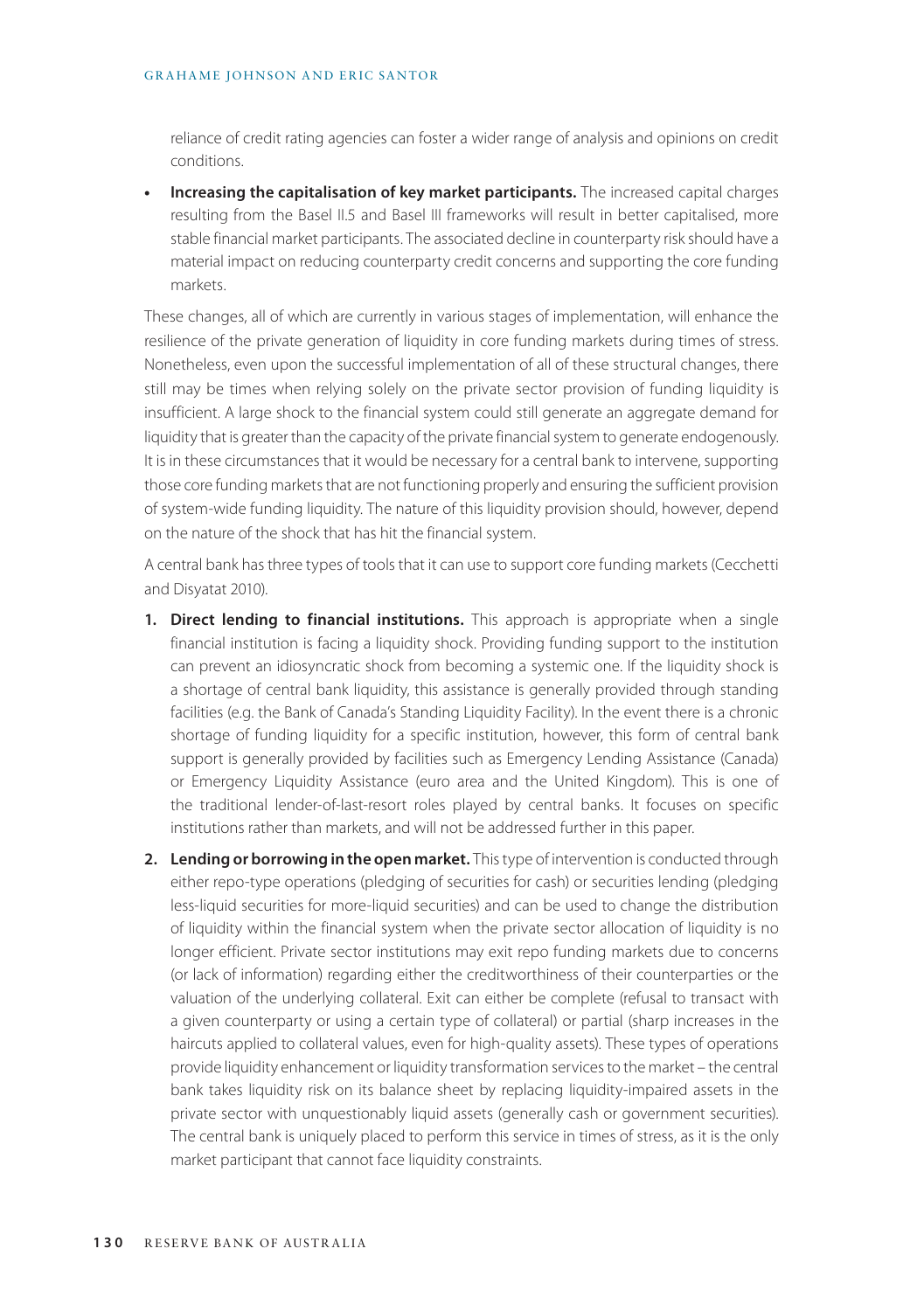reliance of credit rating agencies can foster a wider range of analysis and opinions on credit conditions.

- **Increasing the capitalisation of key market participants.** The increased capital charges resulting from the Basel II.5 and Basel III frameworks will result in better capitalised, more stable financial market participants. The associated decline in counterparty risk should have a material impact on reducing counterparty credit concerns and supporting the core funding markets.

These changes, all of which are currently in various stages of implementation, will enhance the resilience of the private generation of liquidity in core funding markets during times of stress. Nonetheless, even upon the successful implementation of all of these structural changes, there still may be times when relying solely on the private sector provision of funding liquidity is insufficient. A large shock to the financial system could still generate an aggregate demand for liquidity that is greater than the capacity of the private financial system to generate endogenously. It is in these circumstances that it would be necessary for a central bank to intervene, supporting those core funding markets that are not functioning properly and ensuring the sufficient provision of system-wide funding liquidity. The nature of this liquidity provision should, however, depend on the nature of the shock that has hit the financial system.

A central bank has three types of tools that it can use to support core funding markets (Cecchetti and Disyatat 2010).

1. **Direct lending to financial institutions.** This approach is appropriate when a single financial institution is facing a liquidity shock. Providing funding support to the institution can prevent an idiosyncratic shock from becoming a systemic one. If the liquidity shock is a shortage of central bank liquidity, this assistance is generally provided through standing facilities (e.g. the Bank of Canada's Standing Liquidity Facility). In the event there is a chronic shortage of funding liquidity for a specific institution, however, this form of central bank support is generally provided by facilities such as Emergency Lending Assistance (Canada) or Emergency Liquidity Assistance (euro area and the United Kingdom). This is one of the traditional lender-of-last-resort roles played by central banks. It focuses on specific institutions rather than markets, and will not be addressed further in this paper.

2. **Lending or borrowing in the open market.** This type of intervention is conducted through either repo-type operations (pledging of securities for cash) or securities lending (pledging less-liquid securities for more-liquid securities) and can be used to change the distribution of liquidity within the financial system when the private sector allocation of liquidity is no longer efficient. Private sector institutions may exit repo funding markets due to concerns (or lack of information) regarding either the creditworthiness of their counterparties or the valuation of the underlying collateral. Exit can either be complete (refusal to transact with a given counterparty or using a certain type of collateral) or partial (sharp increases in the haircuts applied to collateral values, even for high-quality assets). These types of operations provide liquidity enhancement or liquidity transformation services to the market – the central bank takes liquidity risk on its balance sheet by replacing liquidity-impaired assets in the private sector with unquestionably liquid assets (generally cash or government securities). The central bank is uniquely placed to perform this service in times of stress, as it is the only market participant that cannot face liquidity constraints.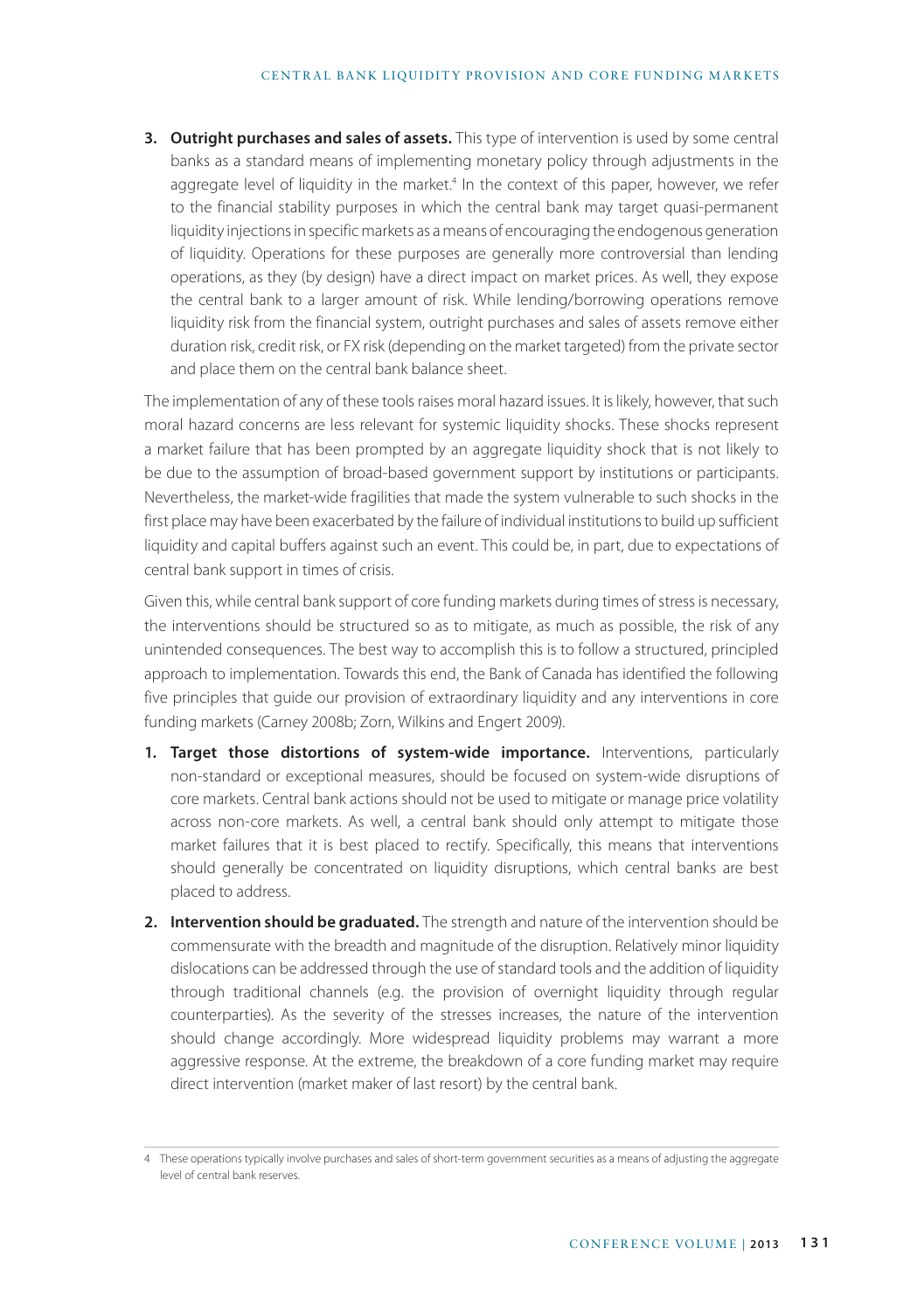3. **Outright purchases and sales of assets.** This type of intervention is used by some central banks as a standard means of implementing monetary policy through adjustments in the aggregate level of liquidity in the market.[4] In the context of this paper, however, we refer to the financial stability purposes in which the central bank may target quasi-permanent liquidity injections in specific markets as a means of encouraging the endogenous generation of liquidity. Operations for these purposes are generally more controversial than lending operations, as they (by design) have a direct impact on market prices. As well, they expose the central bank to a larger amount of risk. While lending/borrowing operations remove liquidity risk from the financial system, outright purchases and sales of assets remove either duration risk, credit risk, or FX risk (depending on the market targeted) from the private sector and place them on the central bank balance sheet.

The implementation of any of these tools raises moral hazard issues. It is likely, however, that such moral hazard concerns are less relevant for systemic liquidity shocks. These shocks represent a market failure that has been prompted by an aggregate liquidity shock that is not likely to be due to the assumption of broad-based government support by institutions or participants. Nevertheless, the market-wide fragilities that made the system vulnerable to such shocks in the first place may have been exacerbated by the failure of individual institutions to build up sufficient liquidity and capital buffers against such an event. This could be, in part, due to expectations of central bank support in times of crisis.

Given this, while central bank support of core funding markets during times of stress is necessary, the interventions should be structured so as to mitigate, as much as possible, the risk of any unintended consequences. The best way to accomplish this is to follow a structured, principled approach to implementation. Towards this end, the Bank of Canada has identified the following five principles that guide our provision of extraordinary liquidity and any interventions in core funding markets (Carney 2008b; Zorn, Wilkins and Engert 2009).

1. **Target those distortions of system-wide importance.** Interventions, particularly non-standard or exceptional measures, should be focused on system-wide disruptions of core markets. Central bank actions should not be used to mitigate or manage price volatility across non-core markets. As well, a central bank should only attempt to mitigate those market failures that it is best placed to rectify. Specifically, this means that interventions should generally be concentrated on liquidity disruptions, which central banks are best placed to address.
2. **Intervention should be graduated.** The strength and nature of the intervention should be commensurate with the breadth and magnitude of the disruption. Relatively minor liquidity dislocations can be addressed through the use of standard tools and the addition of liquidity through traditional channels (e.g. the provision of overnight liquidity through regular counterparties). As the severity of the stresses increases, the nature of the intervention should change accordingly. More widespread liquidity problems may warrant a more aggressive response. At the extreme, the breakdown of a core funding market may require direct intervention (market maker of last resort) by the central bank.

[4] These operations typically involve purchases and sales of short-term government securities as a means of adjusting the aggregate level of central bank reserves.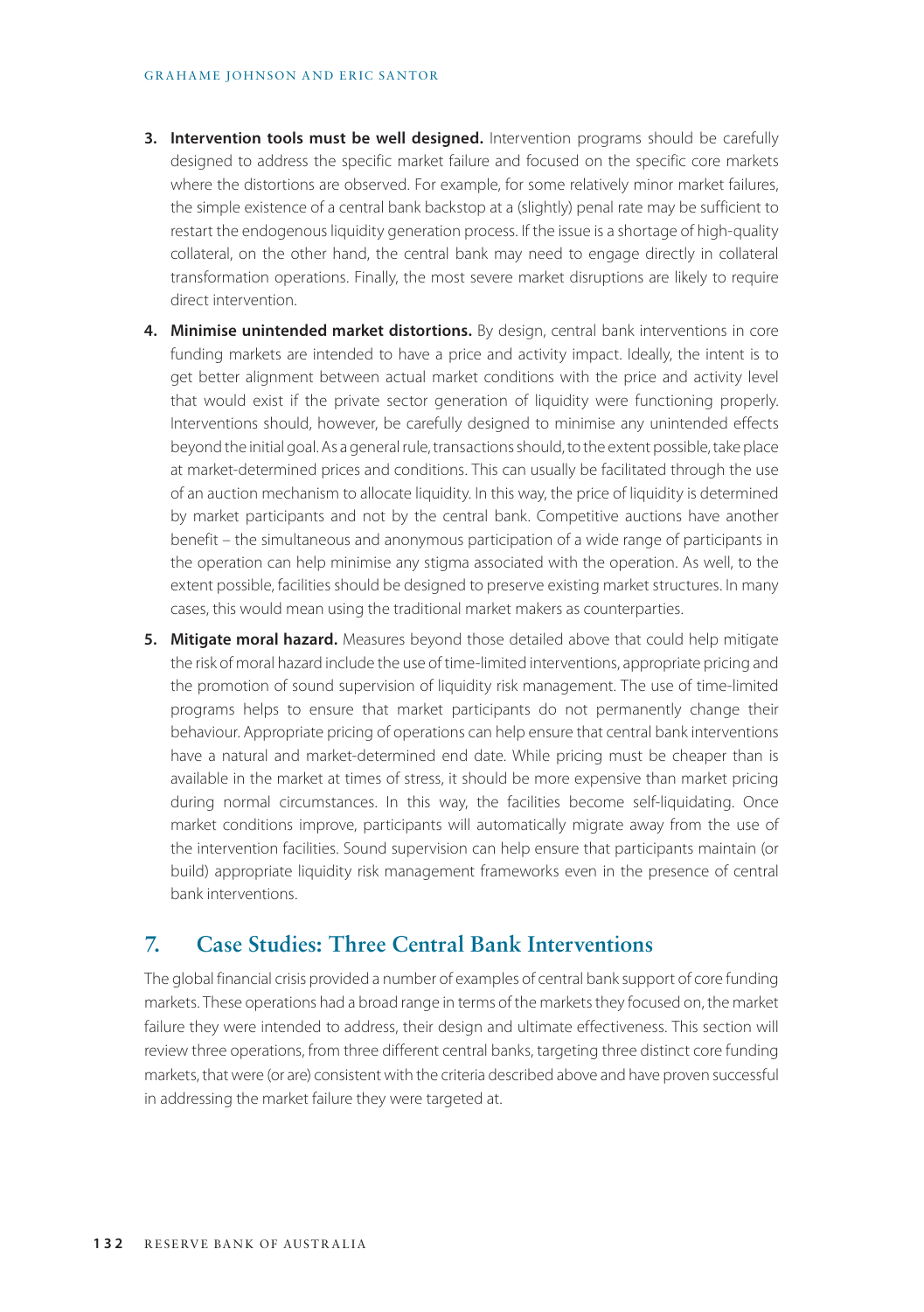3. **Intervention tools must be well designed.** Intervention programs should be carefully designed to address the specific market failure and focused on the specific core markets where the distortions are observed. For example, for some relatively minor market failures, the simple existence of a central bank backstop at a (slightly) penal rate may be sufficient to restart the endogenous liquidity generation process. If the issue is a shortage of high-quality collateral, on the other hand, the central bank may need to engage directly in collateral transformation operations. Finally, the most severe market disruptions are likely to require direct intervention.

4. **Minimise unintended market distortions.** By design, central bank interventions in core funding markets are intended to have a price and activity impact. Ideally, the intent is to get better alignment between actual market conditions with the price and activity level that would exist if the private sector generation of liquidity were functioning properly. Interventions should, however, be carefully designed to minimise any unintended effects beyond the initial goal. As a general rule, transactions should, to the extent possible, take place at market-determined prices and conditions. This can usually be facilitated through the use of an auction mechanism to allocate liquidity. In this way, the price of liquidity is determined by market participants and not by the central bank. Competitive auctions have another benefit – the simultaneous and anonymous participation of a wide range of participants in the operation can help minimise any stigma associated with the operation. As well, to the extent possible, facilities should be designed to preserve existing market structures. In many cases, this would mean using the traditional market makers as counterparties.

5. **Mitigate moral hazard.** Measures beyond those detailed above that could help mitigate the risk of moral hazard include the use of time-limited interventions, appropriate pricing and the promotion of sound supervision of liquidity risk management. The use of time-limited programs helps to ensure that market participants do not permanently change their behaviour. Appropriate pricing of operations can help ensure that central bank interventions have a natural and market-determined end date. While pricing must be cheaper than is available in the market at times of stress, it should be more expensive than market pricing during normal circumstances. In this way, the facilities become self-liquidating. Once market conditions improve, participants will automatically migrate away from the use of the intervention facilities. Sound supervision can help ensure that participants maintain (or build) appropriate liquidity risk management frameworks even in the presence of central bank interventions.

## 7. Case Studies: Three Central Bank Interventions

The global financial crisis provided a number of examples of central bank support of core funding markets. These operations had a broad range in terms of the markets they focused on, the market failure they were intended to address, their design and ultimate effectiveness. This section will review three operations, from three different central banks, targeting three distinct core funding markets, that were (or are) consistent with the criteria described above and have proven successful in addressing the market failure they were targeted at.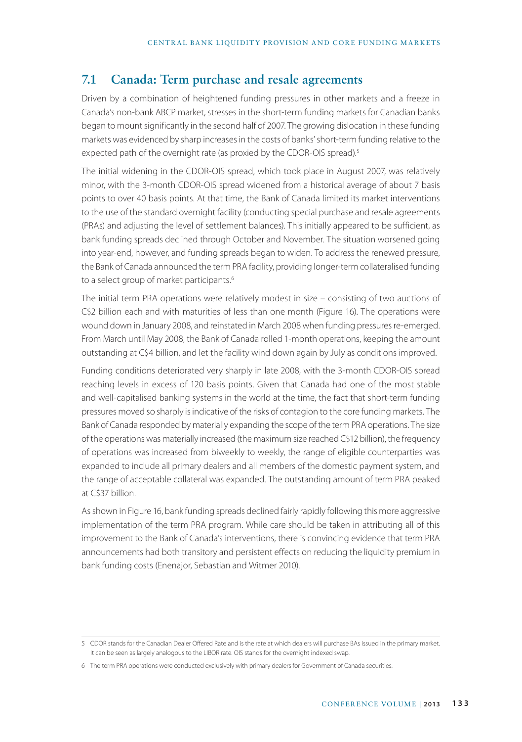## 7.1 Canada: Term purchase and resale agreements

Driven by a combination of heightened funding pressures in other markets and a freeze in Canada's non-bank ABCP market, stresses in the short-term funding markets for Canadian banks began to mount significantly in the second half of 2007. The growing dislocation in these funding markets was evidenced by sharp increases in the costs of banks' short-term funding relative to the expected path of the overnight rate (as proxied by the CDOR-OIS spread).[5]

The initial widening in the CDOR-OIS spread, which took place in August 2007, was relatively minor, with the 3-month CDOR-OIS spread widened from a historical average of about 7 basis points to over 40 basis points. At that time, the Bank of Canada limited its market interventions to the use of the standard overnight facility (conducting special purchase and resale agreements (PRAs) and adjusting the level of settlement balances). This initially appeared to be sufficient, as bank funding spreads declined through October and November. The situation worsened going into year-end, however, and funding spreads began to widen. To address the renewed pressure, the Bank of Canada announced the term PRA facility, providing longer-term collateralised funding to a select group of market participants.[6]

The initial term PRA operations were relatively modest in size – consisting of two auctions of C$2 billion each and with maturities of less than one month (Figure 16). The operations were wound down in January 2008, and reinstated in March 2008 when funding pressures re-emerged. From March until May 2008, the Bank of Canada rolled 1-month operations, keeping the amount outstanding at C$4 billion, and let the facility wind down again by July as conditions improved.

Funding conditions deteriorated very sharply in late 2008, with the 3-month CDOR-OIS spread reaching levels in excess of 120 basis points. Given that Canada had one of the most stable and well-capitalised banking systems in the world at the time, the fact that short-term funding pressures moved so sharply is indicative of the risks of contagion to the core funding markets. The Bank of Canada responded by materially expanding the scope of the term PRA operations. The size of the operations was materially increased (the maximum size reached C$12 billion), the frequency of operations was increased from biweekly to weekly, the range of eligible counterparties was expanded to include all primary dealers and all members of the domestic payment system, and the range of acceptable collateral was expanded. The outstanding amount of term PRA peaked at C$37 billion.

As shown in Figure 16, bank funding spreads declined fairly rapidly following this more aggressive implementation of the term PRA program. While care should be taken in attributing all of this improvement to the Bank of Canada's interventions, there is convincing evidence that term PRA announcements had both transitory and persistent effects on reducing the liquidity premium in bank funding costs (Enenajor, Sebastian and Witmer 2010).

---

5 CDOR stands for the Canadian Dealer Offered Rate and is the rate at which dealers will purchase BAs issued in the primary market. It can be seen as largely analogous to the LIBOR rate. OIS stands for the overnight indexed swap.

6 The term PRA operations were conducted exclusively with primary dealers for Government of Canada securities.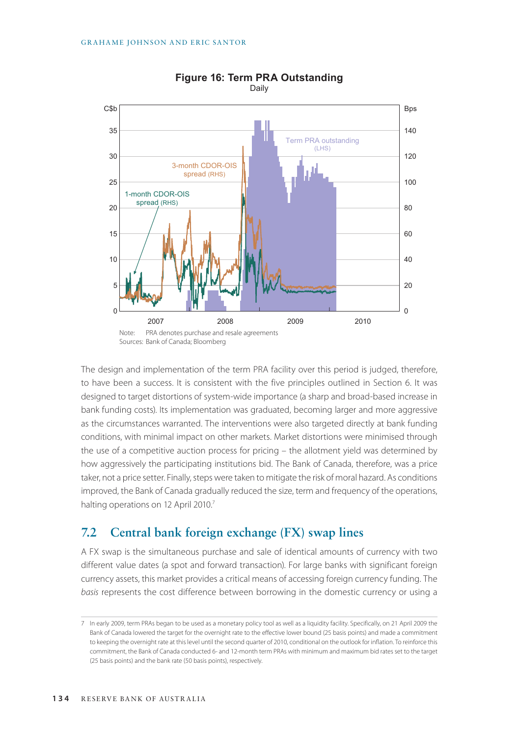**Figure 16: Term PRA Outstanding**

Daily

Note: PRA denotes purchase and resale agreements

Sources: Bank of Canada; Bloomberg

The design and implementation of the term PRA facility over this period is judged, therefore, to have been a success. It is consistent with the five principles outlined in Section 6. It was designed to target distortions of system-wide importance (a sharp and broad-based increase in bank funding costs). Its implementation was graduated, becoming larger and more aggressive as the circumstances warranted. The interventions were also targeted directly at bank funding conditions, with minimal impact on other markets. Market distortions were minimised through the use of a competitive auction process for pricing – the allotment yield was determined by how aggressively the participating institutions bid. The Bank of Canada, therefore, was a price taker, not a price setter. Finally, steps were taken to mitigate the risk of moral hazard. As conditions improved, the Bank of Canada gradually reduced the size, term and frequency of the operations, halting operations on 12 April 2010.[7]

## 7.2 Central bank foreign exchange (FX) swap lines

A FX swap is the simultaneous purchase and sale of identical amounts of currency with two different value dates (a spot and forward transaction). For large banks with significant foreign currency assets, this market provides a critical means of accessing foreign currency funding. The *basis* represents the cost difference between borrowing in the domestic currency or using a

7 In early 2009, term PRAs began to be used as a monetary policy tool as well as a liquidity facility. Specifically, on 21 April 2009 the Bank of Canada lowered the target for the overnight rate to the effective lower bound (25 basis points) and made a commitment to keeping the overnight rate at this level until the second quarter of 2010, conditional on the outlook for inflation. To reinforce this commitment, the Bank of Canada conducted 6- and 12-month term PRAs with minimum and maximum bid rates set to the target (25 basis points) and the bank rate (50 basis points), respectively.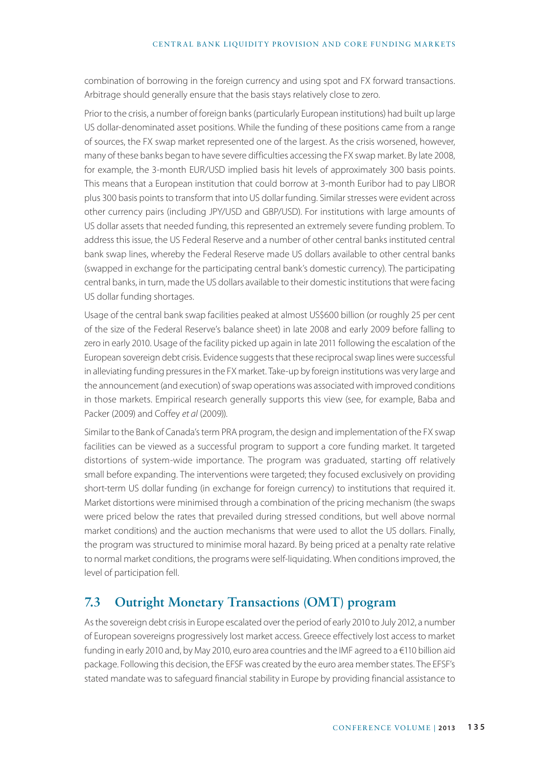combination of borrowing in the foreign currency and using spot and FX forward transactions. Arbitrage should generally ensure that the basis stays relatively close to zero.

Prior to the crisis, a number of foreign banks (particularly European institutions) had built up large US dollar-denominated asset positions. While the funding of these positions came from a range of sources, the FX swap market represented one of the largest. As the crisis worsened, however, many of these banks began to have severe difficulties accessing the FX swap market. By late 2008, for example, the 3-month EUR/USD implied basis hit levels of approximately 300 basis points. This means that a European institution that could borrow at 3-month Euribor had to pay LIBOR plus 300 basis points to transform that into US dollar funding. Similar stresses were evident across other currency pairs (including JPY/USD and GBP/USD). For institutions with large amounts of US dollar assets that needed funding, this represented an extremely severe funding problem. To address this issue, the US Federal Reserve and a number of other central banks instituted central bank swap lines, whereby the Federal Reserve made US dollars available to other central banks (swapped in exchange for the participating central bank's domestic currency). The participating central banks, in turn, made the US dollars available to their domestic institutions that were facing US dollar funding shortages.

Usage of the central bank swap facilities peaked at almost US$600 billion (or roughly 25 per cent of the size of the Federal Reserve's balance sheet) in late 2008 and early 2009 before falling to zero in early 2010. Usage of the facility picked up again in late 2011 following the escalation of the European sovereign debt crisis. Evidence suggests that these reciprocal swap lines were successful in alleviating funding pressures in the FX market. Take-up by foreign institutions was very large and the announcement (and execution) of swap operations was associated with improved conditions in those markets. Empirical research generally supports this view (see, for example, Baba and Packer (2009) and Coffey *et al* (2009)).

Similar to the Bank of Canada's term PRA program, the design and implementation of the FX swap facilities can be viewed as a successful program to support a core funding market. It targeted distortions of system-wide importance. The program was graduated, starting off relatively small before expanding. The interventions were targeted; they focused exclusively on providing short-term US dollar funding (in exchange for foreign currency) to institutions that required it. Market distortions were minimised through a combination of the pricing mechanism (the swaps were priced below the rates that prevailed during stressed conditions, but well above normal market conditions) and the auction mechanisms that were used to allot the US dollars. Finally, the program was structured to minimise moral hazard. By being priced at a penalty rate relative to normal market conditions, the programs were self-liquidating. When conditions improved, the level of participation fell.

## 7.3 Outright Monetary Transactions (OMT) program

As the sovereign debt crisis in Europe escalated over the period of early 2010 to July 2012, a number of European sovereigns progressively lost market access. Greece effectively lost access to market funding in early 2010 and, by May 2010, euro area countries and the IMF agreed to a €110 billion aid package. Following this decision, the EFSF was created by the euro area member states. The EFSF's stated mandate was to safeguard financial stability in Europe by providing financial assistance to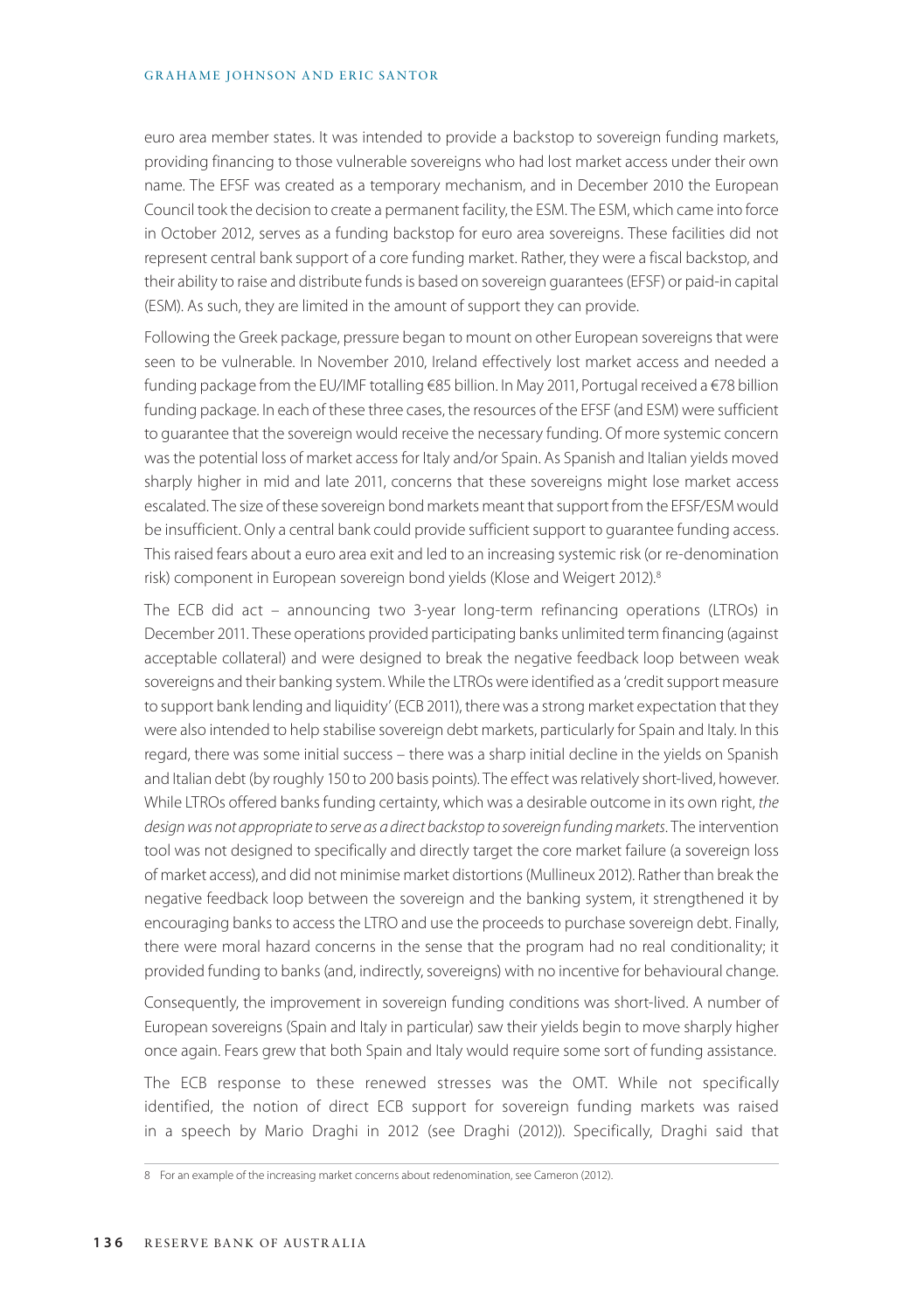euro area member states. It was intended to provide a backstop to sovereign funding markets, providing financing to those vulnerable sovereigns who had lost market access under their own name. The EFSF was created as a temporary mechanism, and in December 2010 the European Council took the decision to create a permanent facility, the ESM. The ESM, which came into force in October 2012, serves as a funding backstop for euro area sovereigns. These facilities did not represent central bank support of a core funding market. Rather, they were a fiscal backstop, and their ability to raise and distribute funds is based on sovereign guarantees (EFSF) or paid-in capital (ESM). As such, they are limited in the amount of support they can provide.

Following the Greek package, pressure began to mount on other European sovereigns that were seen to be vulnerable. In November 2010, Ireland effectively lost market access and needed a funding package from the EU/IMF totalling €85 billion. In May 2011, Portugal received a €78 billion funding package. In each of these three cases, the resources of the EFSF (and ESM) were sufficient to guarantee that the sovereign would receive the necessary funding. Of more systemic concern was the potential loss of market access for Italy and/or Spain. As Spanish and Italian yields moved sharply higher in mid and late 2011, concerns that these sovereigns might lose market access escalated. The size of these sovereign bond markets meant that support from the EFSF/ESM would be insufficient. Only a central bank could provide sufficient support to guarantee funding access. This raised fears about a euro area exit and led to an increasing systemic risk (or re-denomination risk) component in European sovereign bond yields (Klose and Weigert 2012).[8]

The ECB did act – announcing two 3-year long-term refinancing operations (LTROs) in December 2011. These operations provided participating banks unlimited term financing (against acceptable collateral) and were designed to break the negative feedback loop between weak sovereigns and their banking system. While the LTROs were identified as a 'credit support measure to support bank lending and liquidity' (ECB 2011), there was a strong market expectation that they were also intended to help stabilise sovereign debt markets, particularly for Spain and Italy. In this regard, there was some initial success – there was a sharp initial decline in the yields on Spanish and Italian debt (by roughly 150 to 200 basis points). The effect was relatively short-lived, however. While LTROs offered banks funding certainty, which was a desirable outcome in its own right, *the design was not appropriate to serve as a direct backstop to sovereign funding markets*. The intervention tool was not designed to specifically and directly target the core market failure (a sovereign loss of market access), and did not minimise market distortions (Mullineux 2012). Rather than break the negative feedback loop between the sovereign and the banking system, it strengthened it by encouraging banks to access the LTRO and use the proceeds to purchase sovereign debt. Finally, there were moral hazard concerns in the sense that the program had no real conditionality; it provided funding to banks (and, indirectly, sovereigns) with no incentive for behavioural change.

Consequently, the improvement in sovereign funding conditions was short-lived. A number of European sovereigns (Spain and Italy in particular) saw their yields begin to move sharply higher once again. Fears grew that both Spain and Italy would require some sort of funding assistance.

The ECB response to these renewed stresses was the OMT. While not specifically identified, the notion of direct ECB support for sovereign funding markets was raised in a speech by Mario Draghi in 2012 (see Draghi (2012)). Specifically, Draghi said that

8 For an example of the increasing market concerns about redenomination, see Cameron (2012).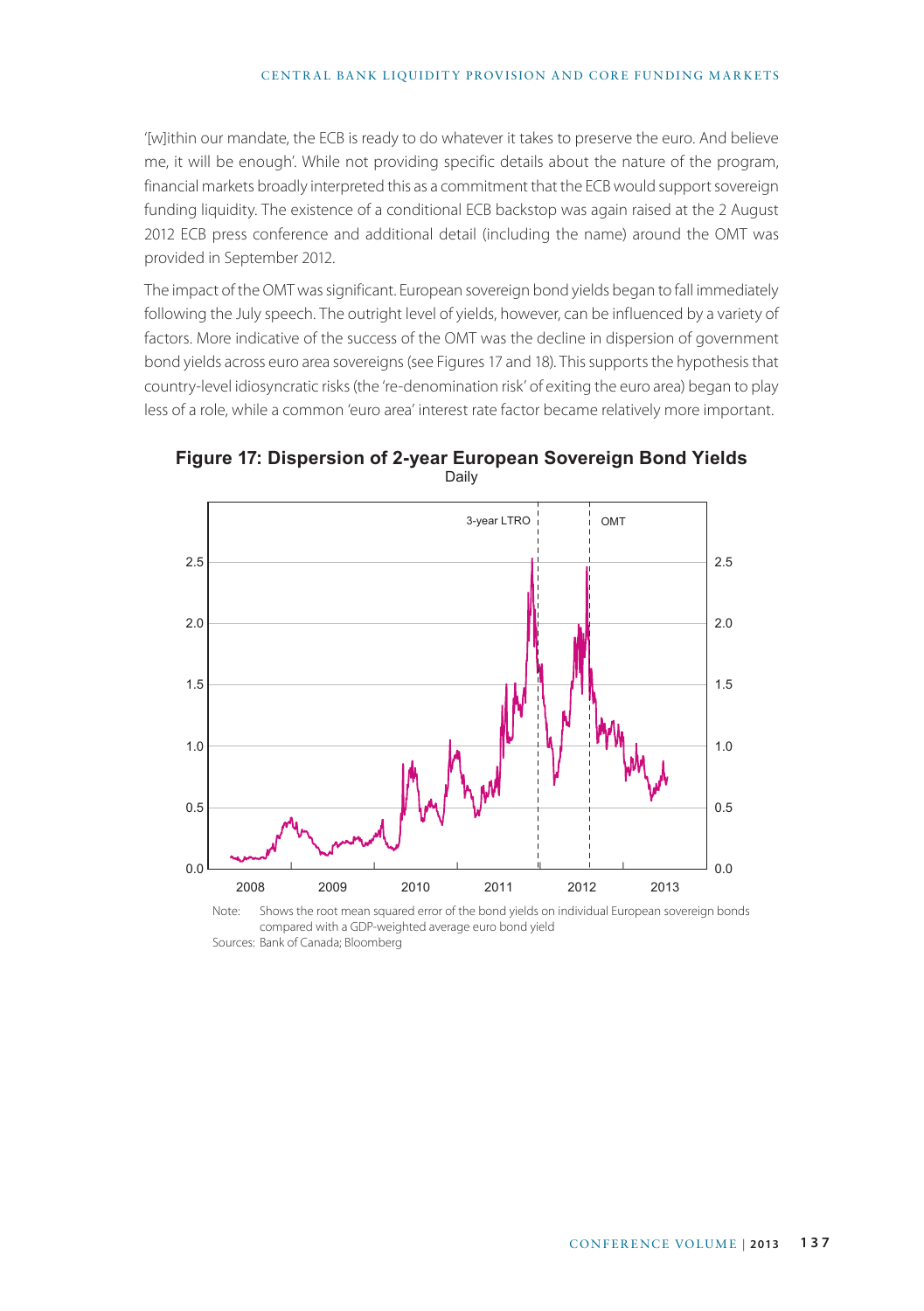'[w]ithin our mandate, the ECB is ready to do whatever it takes to preserve the euro. And believe me, it will be enough'. While not providing specific details about the nature of the program, financial markets broadly interpreted this as a commitment that the ECB would support sovereign funding liquidity. The existence of a conditional ECB backstop was again raised at the 2 August 2012 ECB press conference and additional detail (including the name) around the OMT was provided in September 2012.

The impact of the OMT was significant. European sovereign bond yields began to fall immediately following the July speech. The outright level of yields, however, can be influenced by a variety of factors. More indicative of the success of the OMT was the decline in dispersion of government bond yields across euro area sovereigns (see Figures 17 and 18). This supports the hypothesis that country-level idiosyncratic risks (the 're-denomination risk' of exiting the euro area) began to play less of a role, while a common 'euro area' interest rate factor became relatively more important.

**Figure 17: Dispersion of 2-year European Sovereign Bond Yields**

Daily

Note: Shows the root mean squared error of the bond yields on individual European sovereign bonds compared with a GDP-weighted average euro bond yield

Sources: Bank of Canada; Bloomberg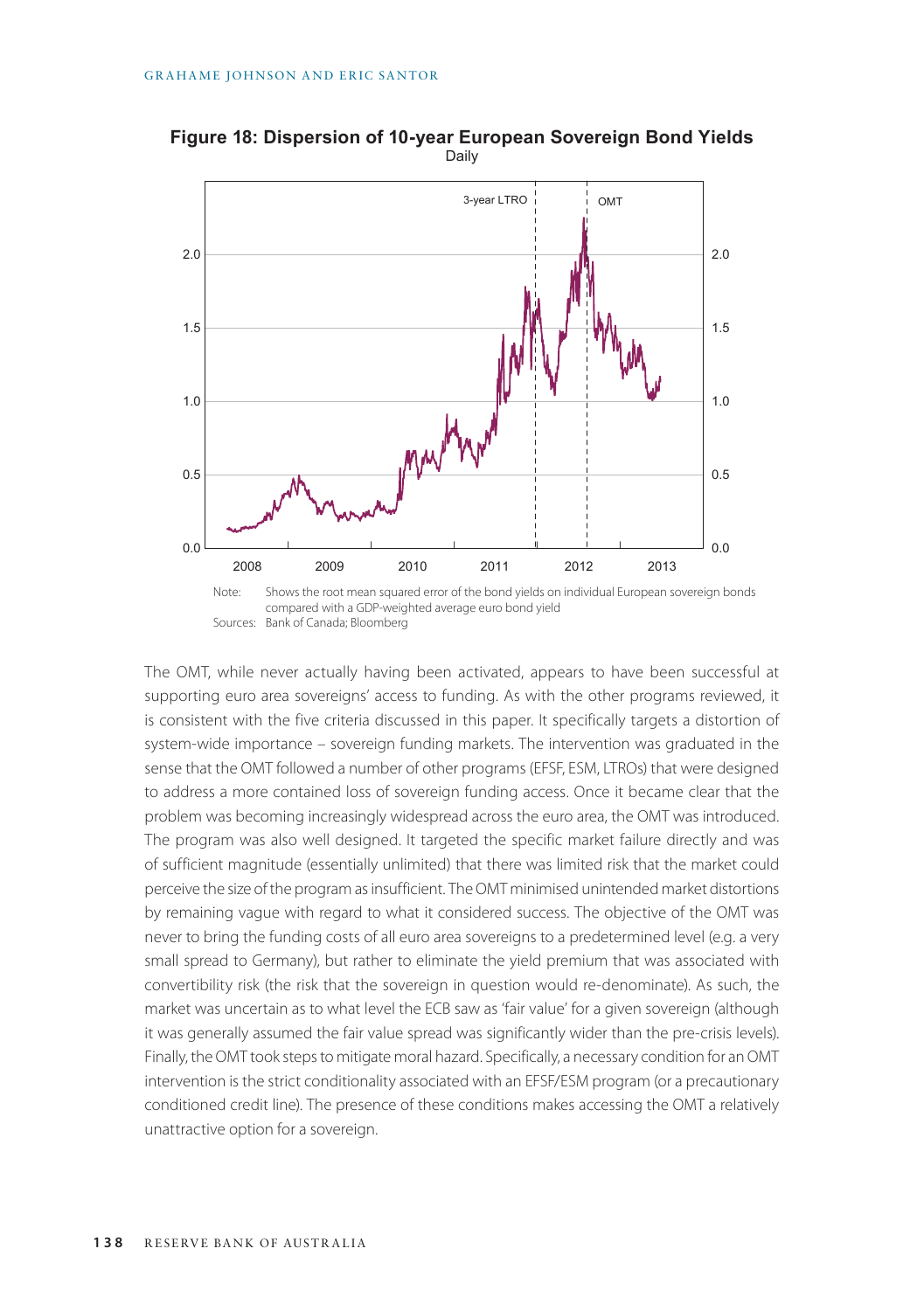**Figure 18: Dispersion of 10-year European Sovereign Bond Yields**

Daily

Note: Shows the root mean squared error of the bond yields on individual European sovereign bonds compared with a GDP-weighted average euro bond yield

Sources: Bank of Canada; Bloomberg

The OMT, while never actually having been activated, appears to have been successful at supporting euro area sovereigns' access to funding. As with the other programs reviewed, it is consistent with the five criteria discussed in this paper. It specifically targets a distortion of system-wide importance – sovereign funding markets. The intervention was graduated in the sense that the OMT followed a number of other programs (EFSF, ESM, LTROs) that were designed to address a more contained loss of sovereign funding access. Once it became clear that the problem was becoming increasingly widespread across the euro area, the OMT was introduced. The program was also well designed. It targeted the specific market failure directly and was of sufficient magnitude (essentially unlimited) that there was limited risk that the market could perceive the size of the program as insufficient. The OMT minimised unintended market distortions by remaining vague with regard to what it considered success. The objective of the OMT was never to bring the funding costs of all euro area sovereigns to a predetermined level (e.g. a very small spread to Germany), but rather to eliminate the yield premium that was associated with convertibility risk (the risk that the sovereign in question would re-denominate). As such, the market was uncertain as to what level the ECB saw as 'fair value' for a given sovereign (although it was generally assumed the fair value spread was significantly wider than the pre-crisis levels). Finally, the OMT took steps to mitigate moral hazard. Specifically, a necessary condition for an OMT intervention is the strict conditionality associated with an EFSF/ESM program (or a precautionary conditioned credit line). The presence of these conditions makes accessing the OMT a relatively unattractive option for a sovereign.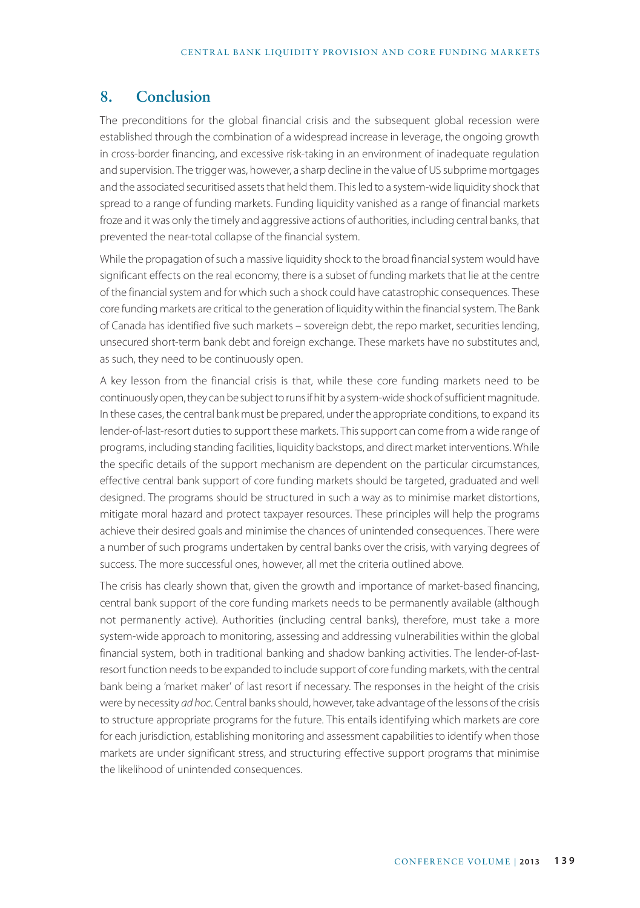## 8. Conclusion

The preconditions for the global financial crisis and the subsequent global recession were established through the combination of a widespread increase in leverage, the ongoing growth in cross-border financing, and excessive risk-taking in an environment of inadequate regulation and supervision. The trigger was, however, a sharp decline in the value of US subprime mortgages and the associated securitised assets that held them. This led to a system-wide liquidity shock that spread to a range of funding markets. Funding liquidity vanished as a range of financial markets froze and it was only the timely and aggressive actions of authorities, including central banks, that prevented the near-total collapse of the financial system.

While the propagation of such a massive liquidity shock to the broad financial system would have significant effects on the real economy, there is a subset of funding markets that lie at the centre of the financial system and for which such a shock could have catastrophic consequences. These core funding markets are critical to the generation of liquidity within the financial system. The Bank of Canada has identified five such markets – sovereign debt, the repo market, securities lending, unsecured short-term bank debt and foreign exchange. These markets have no substitutes and, as such, they need to be continuously open.

A key lesson from the financial crisis is that, while these core funding markets need to be continuously open, they can be subject to runs if hit by a system-wide shock of sufficient magnitude. In these cases, the central bank must be prepared, under the appropriate conditions, to expand its lender-of-last-resort duties to support these markets. This support can come from a wide range of programs, including standing facilities, liquidity backstops, and direct market interventions. While the specific details of the support mechanism are dependent on the particular circumstances, effective central bank support of core funding markets should be targeted, graduated and well designed. The programs should be structured in such a way as to minimise market distortions, mitigate moral hazard and protect taxpayer resources. These principles will help the programs achieve their desired goals and minimise the chances of unintended consequences. There were a number of such programs undertaken by central banks over the crisis, with varying degrees of success. The more successful ones, however, all met the criteria outlined above.

The crisis has clearly shown that, given the growth and importance of market-based financing, central bank support of the core funding markets needs to be permanently available (although not permanently active). Authorities (including central banks), therefore, must take a more system-wide approach to monitoring, assessing and addressing vulnerabilities within the global financial system, both in traditional banking and shadow banking activities. The lender-of-last-resort function needs to be expanded to include support of core funding markets, with the central bank being a 'market maker' of last resort if necessary. The responses in the height of the crisis were by necessity *ad hoc*. Central banks should, however, take advantage of the lessons of the crisis to structure appropriate programs for the future. This entails identifying which markets are core for each jurisdiction, establishing monitoring and assessment capabilities to identify when those markets are under significant stress, and structuring effective support programs that minimise the likelihood of unintended consequences.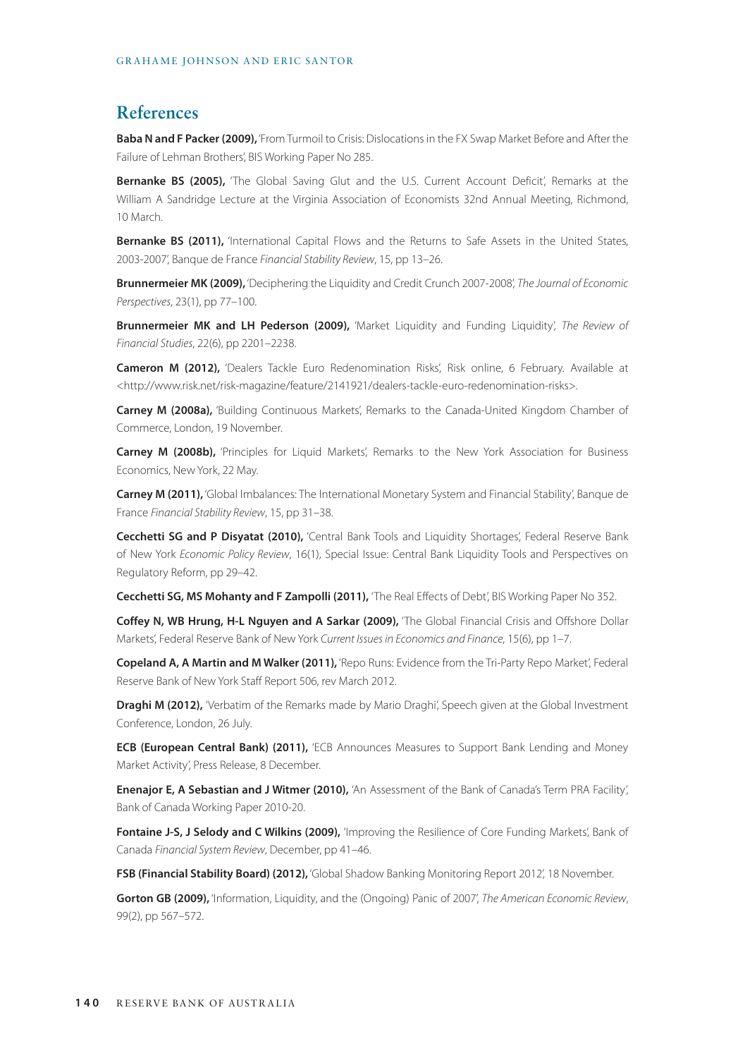## References

**Baba N and F Packer (2009),** 'From Turmoil to Crisis: Dislocations in the FX Swap Market Before and After the Failure of Lehman Brothers', BIS Working Paper No 285.

**Bernanke BS (2005),** 'The Global Saving Glut and the U.S. Current Account Deficit', Remarks at the William A Sandridge Lecture at the Virginia Association of Economists 32nd Annual Meeting, Richmond, 10 March.

**Bernanke BS (2011),** 'International Capital Flows and the Returns to Safe Assets in the United States, 2003-2007', Banque de France *Financial Stability Review*, 15, pp 13–26.

**Brunnermeier MK (2009),** 'Deciphering the Liquidity and Credit Crunch 2007-2008', *The Journal of Economic Perspectives*, 23(1), pp 77–100.

**Brunnermeier MK and LH Pederson (2009),** 'Market Liquidity and Funding Liquidity', *The Review of Financial Studies*, 22(6), pp 2201–2238.

**Cameron M (2012),** 'Dealers Tackle Euro Redenomination Risks', Risk online, 6 February. Available at <http://www.risk.net/risk-magazine/feature/2141921/dealers-tackle-euro-redenomination-risks>.

**Carney M (2008a),** 'Building Continuous Markets', Remarks to the Canada-United Kingdom Chamber of Commerce, London, 19 November.

**Carney M (2008b),** 'Principles for Liquid Markets', Remarks to the New York Association for Business Economics, New York, 22 May.

**Carney M (2011),** 'Global Imbalances: The International Monetary System and Financial Stability', Banque de France *Financial Stability Review*, 15, pp 31–38.

**Cecchetti SG and P Disyatat (2010),** 'Central Bank Tools and Liquidity Shortages', Federal Reserve Bank of New York *Economic Policy Review*, 16(1), Special Issue: Central Bank Liquidity Tools and Perspectives on Regulatory Reform, pp 29–42.

**Cecchetti SG, MS Mohanty and F Zampolli (2011),** 'The Real Effects of Debt', BIS Working Paper No 352.

**Coffey N, WB Hrung, H-L Nguyen and A Sarkar (2009),** 'The Global Financial Crisis and Offshore Dollar Markets', Federal Reserve Bank of New York *Current Issues in Economics and Finance*, 15(6), pp 1–7.

**Copeland A, A Martin and M Walker (2011),** 'Repo Runs: Evidence from the Tri-Party Repo Market', Federal Reserve Bank of New York Staff Report 506, rev March 2012.

**Draghi M (2012),** 'Verbatim of the Remarks made by Mario Draghi', Speech given at the Global Investment Conference, London, 26 July.

**ECB (European Central Bank) (2011),** 'ECB Announces Measures to Support Bank Lending and Money Market Activity', Press Release, 8 December.

**Enenajor E, A Sebastian and J Witmer (2010),** 'An Assessment of the Bank of Canada's Term PRA Facility', Bank of Canada Working Paper 2010-20.

**Fontaine J-S, J Selody and C Wilkins (2009),** 'Improving the Resilience of Core Funding Markets', Bank of Canada *Financial System Review*, December, pp 41–46.

**FSB (Financial Stability Board) (2012),** 'Global Shadow Banking Monitoring Report 2012', 18 November.

**Gorton GB (2009),** 'Information, Liquidity, and the (Ongoing) Panic of 2007', *The American Economic Review*, 99(2), pp 567–572.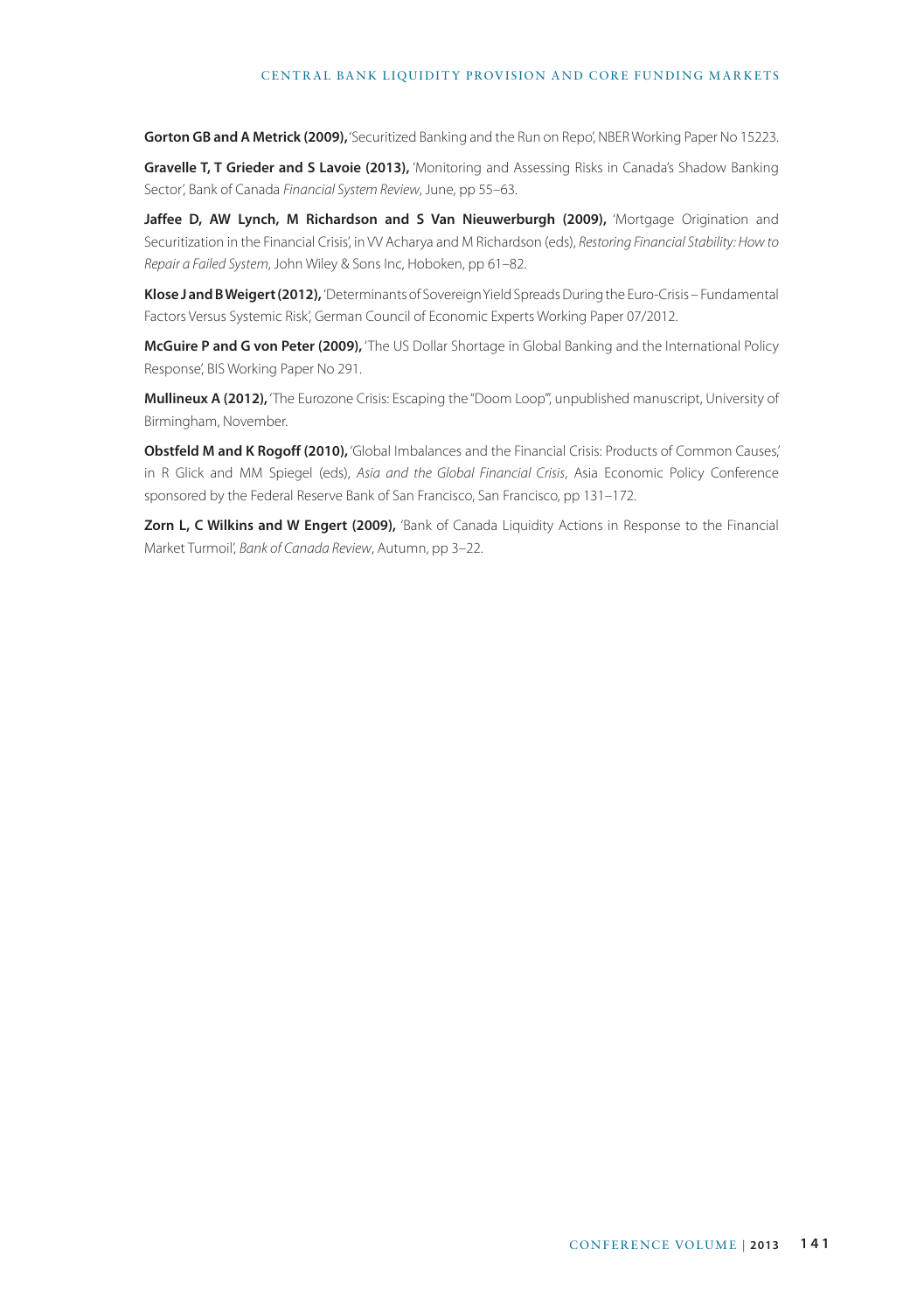**Gorton GB and A Metrick (2009),** 'Securitized Banking and the Run on Repo', NBER Working Paper No 15223.

**Gravelle T, T Grieder and S Lavoie (2013),** 'Monitoring and Assessing Risks in Canada's Shadow Banking Sector', Bank of Canada *Financial System Review*, June, pp 55–63.

**Jaffee D, AW Lynch, M Richardson and S Van Nieuwerburgh (2009),** 'Mortgage Origination and Securitization in the Financial Crisis', in VV Acharya and M Richardson (eds), *Restoring Financial Stability: How to Repair a Failed System*, John Wiley & Sons Inc, Hoboken, pp 61–82.

**Klose J and B Weigert (2012),** 'Determinants of Sovereign Yield Spreads During the Euro-Crisis – Fundamental Factors Versus Systemic Risk', German Council of Economic Experts Working Paper 07/2012.

**McGuire P and G von Peter (2009),** 'The US Dollar Shortage in Global Banking and the International Policy Response', BIS Working Paper No 291.

**Mullineux A (2012),** 'The Eurozone Crisis: Escaping the "Doom Loop"', unpublished manuscript, University of Birmingham, November.

**Obstfeld M and K Rogoff (2010),** 'Global Imbalances and the Financial Crisis: Products of Common Causes', in R Glick and MM Spiegel (eds), *Asia and the Global Financial Crisis*, Asia Economic Policy Conference sponsored by the Federal Reserve Bank of San Francisco, San Francisco, pp 131–172.

**Zorn L, C Wilkins and W Engert (2009),** 'Bank of Canada Liquidity Actions in Response to the Financial Market Turmoil', *Bank of Canada Review*, Autumn, pp 3–22.